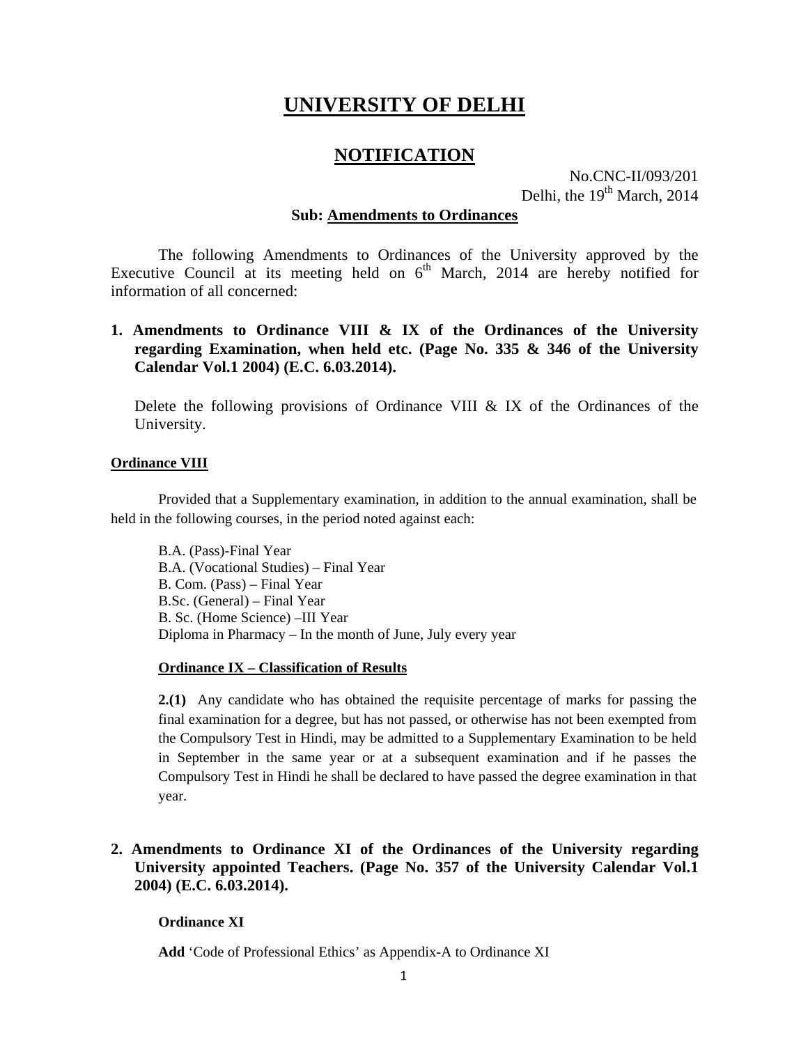# UNIVERSITY OF DELHI

## NOTIFICATION

No.CNC-II/093/201
Delhi, the 19th March, 2014

**Sub: Amendments to Ordinances**

The following Amendments to Ordinances of the University approved by the Executive Council at its meeting held on 6th March, 2014 are hereby notified for information of all concerned:

**1. Amendments to Ordinance VIII & IX of the Ordinances of the University regarding Examination, when held etc. (Page No. 335 & 346 of the University Calendar Vol.1 2004) (E.C. 6.03.2014).**

Delete the following provisions of Ordinance VIII & IX of the Ordinances of the University.

**Ordinance VIII**

Provided that a Supplementary examination, in addition to the annual examination, shall be held in the following courses, in the period noted against each:

B.A. (Pass)-Final Year
B.A. (Vocational Studies) – Final Year
B. Com. (Pass) – Final Year
B.Sc. (General) – Final Year
B. Sc. (Home Science) –III Year
Diploma in Pharmacy – In the month of June, July every year

**Ordinance IX – Classification of Results**

**2.(1)** Any candidate who has obtained the requisite percentage of marks for passing the final examination for a degree, but has not passed, or otherwise has not been exempted from the Compulsory Test in Hindi, may be admitted to a Supplementary Examination to be held in September in the same year or at a subsequent examination and if he passes the Compulsory Test in Hindi he shall be declared to have passed the degree examination in that year.

**2. Amendments to Ordinance XI of the Ordinances of the University regarding University appointed Teachers. (Page No. 357 of the University Calendar Vol.1 2004) (E.C. 6.03.2014).**

**Ordinance XI**

**Add** 'Code of Professional Ethics' as Appendix-A to Ordinance XI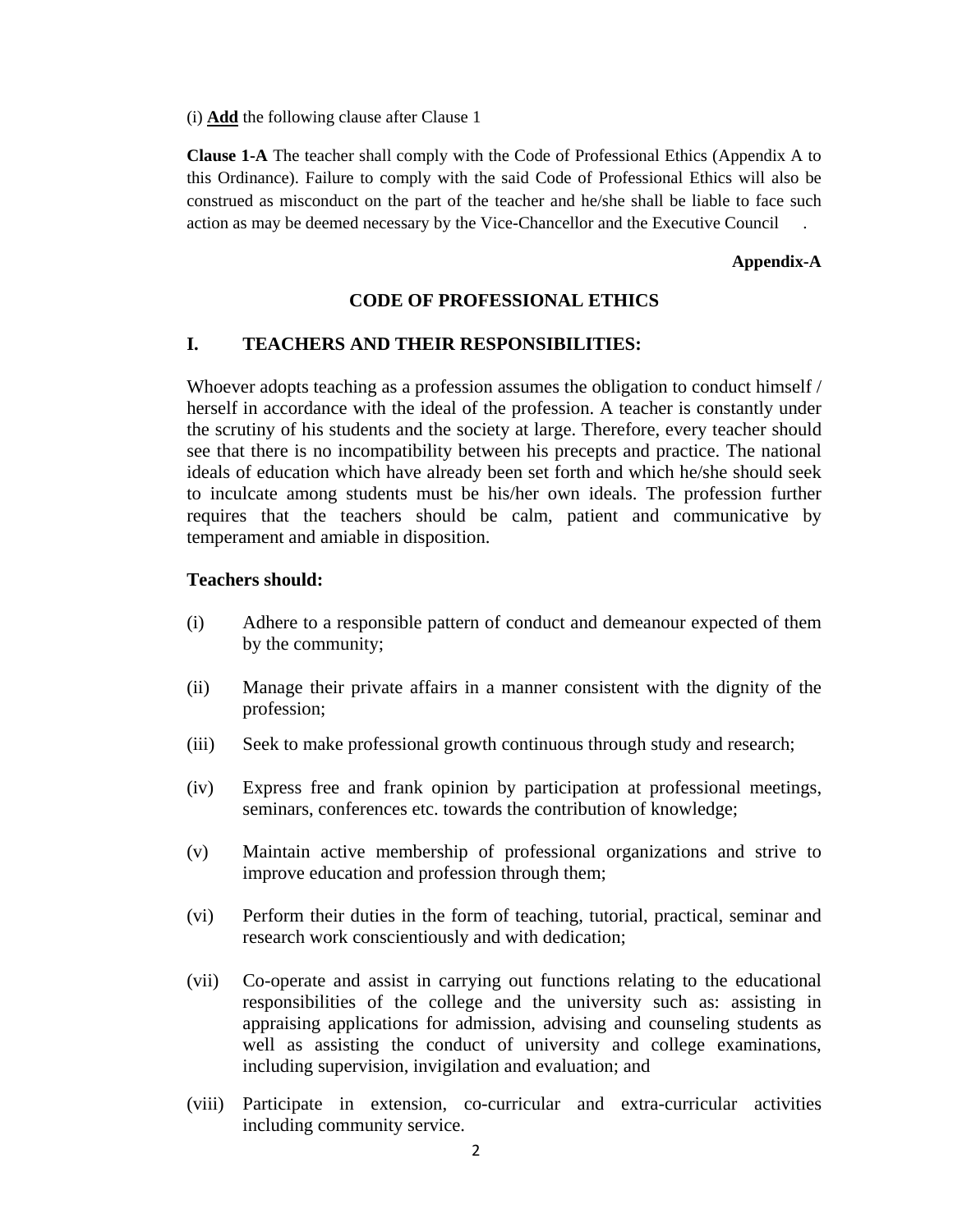(i) **Add** the following clause after Clause 1

**Clause 1-A** The teacher shall comply with the Code of Professional Ethics (Appendix A to this Ordinance). Failure to comply with the said Code of Professional Ethics will also be construed as misconduct on the part of the teacher and he/she shall be liable to face such action as may be deemed necessary by the Vice-Chancellor and the Executive Council .

**Appendix-A**

## CODE OF PROFESSIONAL ETHICS

### I. TEACHERS AND THEIR RESPONSIBILITIES:

Whoever adopts teaching as a profession assumes the obligation to conduct himself / herself in accordance with the ideal of the profession. A teacher is constantly under the scrutiny of his students and the society at large. Therefore, every teacher should see that there is no incompatibility between his precepts and practice. The national ideals of education which have already been set forth and which he/she should seek to inculcate among students must be his/her own ideals. The profession further requires that the teachers should be calm, patient and communicative by temperament and amiable in disposition.

**Teachers should:**

(i) Adhere to a responsible pattern of conduct and demeanour expected of them by the community;

(ii) Manage their private affairs in a manner consistent with the dignity of the profession;

(iii) Seek to make professional growth continuous through study and research;

(iv) Express free and frank opinion by participation at professional meetings, seminars, conferences etc. towards the contribution of knowledge;

(v) Maintain active membership of professional organizations and strive to improve education and profession through them;

(vi) Perform their duties in the form of teaching, tutorial, practical, seminar and research work conscientiously and with dedication;

(vii) Co-operate and assist in carrying out functions relating to the educational responsibilities of the college and the university such as: assisting in appraising applications for admission, advising and counseling students as well as assisting the conduct of university and college examinations, including supervision, invigilation and evaluation; and

(viii) Participate in extension, co-curricular and extra-curricular activities including community service.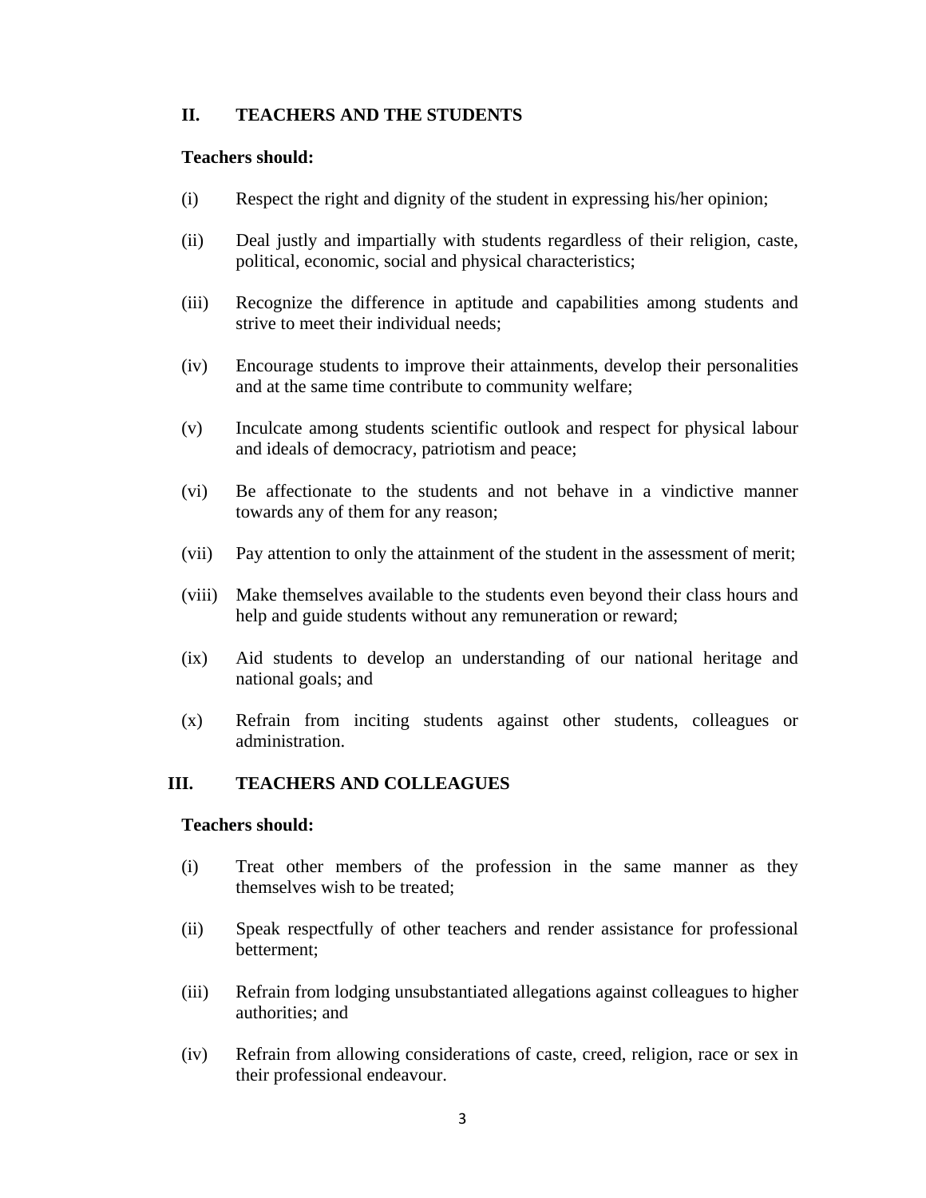## II. TEACHERS AND THE STUDENTS

**Teachers should:**

(i) Respect the right and dignity of the student in expressing his/her opinion;

(ii) Deal justly and impartially with students regardless of their religion, caste, political, economic, social and physical characteristics;

(iii) Recognize the difference in aptitude and capabilities among students and strive to meet their individual needs;

(iv) Encourage students to improve their attainments, develop their personalities and at the same time contribute to community welfare;

(v) Inculcate among students scientific outlook and respect for physical labour and ideals of democracy, patriotism and peace;

(vi) Be affectionate to the students and not behave in a vindictive manner towards any of them for any reason;

(vii) Pay attention to only the attainment of the student in the assessment of merit;

(viii) Make themselves available to the students even beyond their class hours and help and guide students without any remuneration or reward;

(ix) Aid students to develop an understanding of our national heritage and national goals; and

(x) Refrain from inciting students against other students, colleagues or administration.

## III. TEACHERS AND COLLEAGUES

**Teachers should:**

(i) Treat other members of the profession in the same manner as they themselves wish to be treated;

(ii) Speak respectfully of other teachers and render assistance for professional betterment;

(iii) Refrain from lodging unsubstantiated allegations against colleagues to higher authorities; and

(iv) Refrain from allowing considerations of caste, creed, religion, race or sex in their professional endeavour.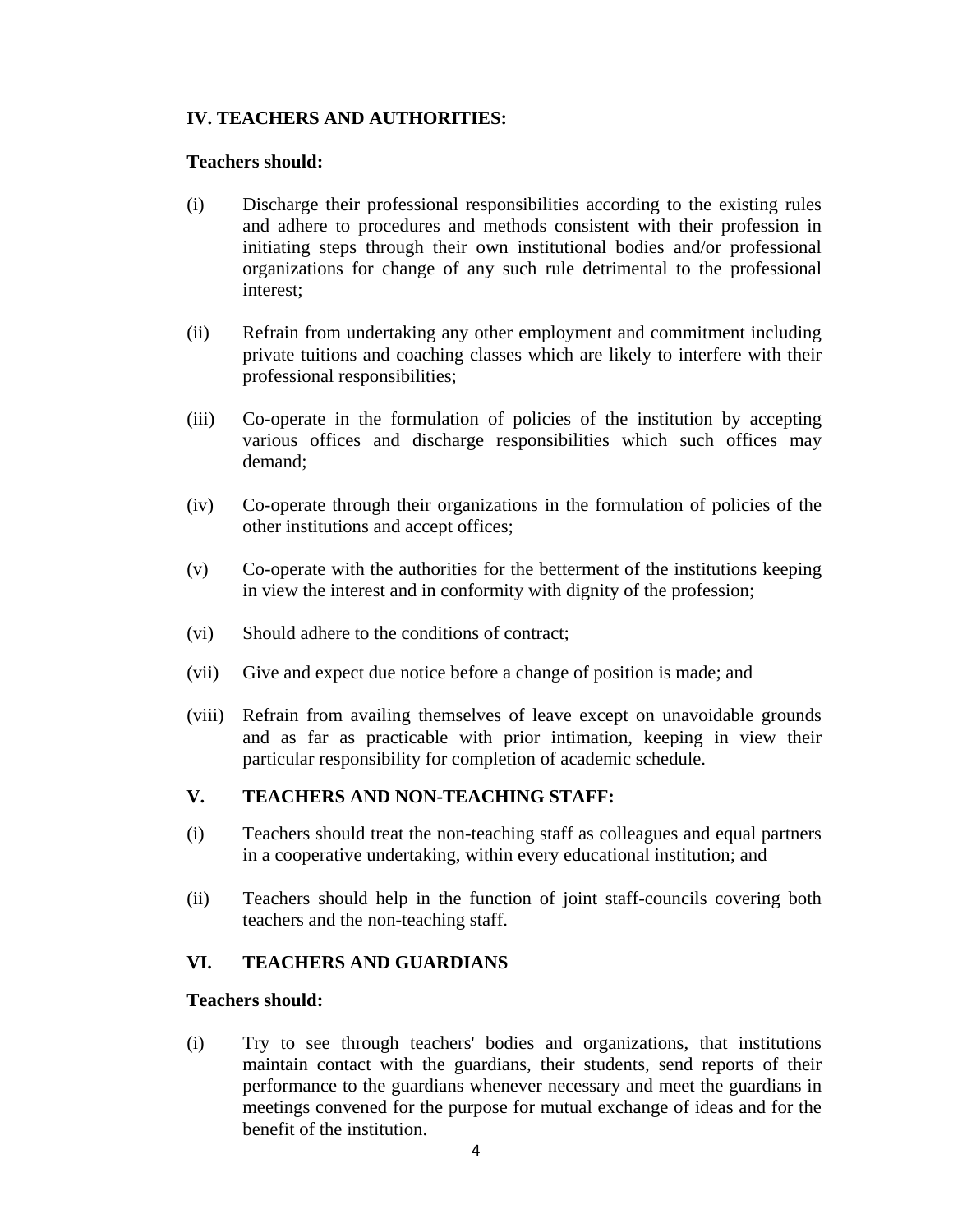## IV. TEACHERS AND AUTHORITIES:

**Teachers should:**

(i) Discharge their professional responsibilities according to the existing rules and adhere to procedures and methods consistent with their profession in initiating steps through their own institutional bodies and/or professional organizations for change of any such rule detrimental to the professional interest;

(ii) Refrain from undertaking any other employment and commitment including private tuitions and coaching classes which are likely to interfere with their professional responsibilities;

(iii) Co-operate in the formulation of policies of the institution by accepting various offices and discharge responsibilities which such offices may demand;

(iv) Co-operate through their organizations in the formulation of policies of the other institutions and accept offices;

(v) Co-operate with the authorities for the betterment of the institutions keeping in view the interest and in conformity with dignity of the profession;

(vi) Should adhere to the conditions of contract;

(vii) Give and expect due notice before a change of position is made; and

(viii) Refrain from availing themselves of leave except on unavoidable grounds and as far as practicable with prior intimation, keeping in view their particular responsibility for completion of academic schedule.

## V. TEACHERS AND NON-TEACHING STAFF:

(i) Teachers should treat the non-teaching staff as colleagues and equal partners in a cooperative undertaking, within every educational institution; and

(ii) Teachers should help in the function of joint staff-councils covering both teachers and the non-teaching staff.

## VI. TEACHERS AND GUARDIANS

**Teachers should:**

(i) Try to see through teachers' bodies and organizations, that institutions maintain contact with the guardians, their students, send reports of their performance to the guardians whenever necessary and meet the guardians in meetings convened for the purpose for mutual exchange of ideas and for the benefit of the institution.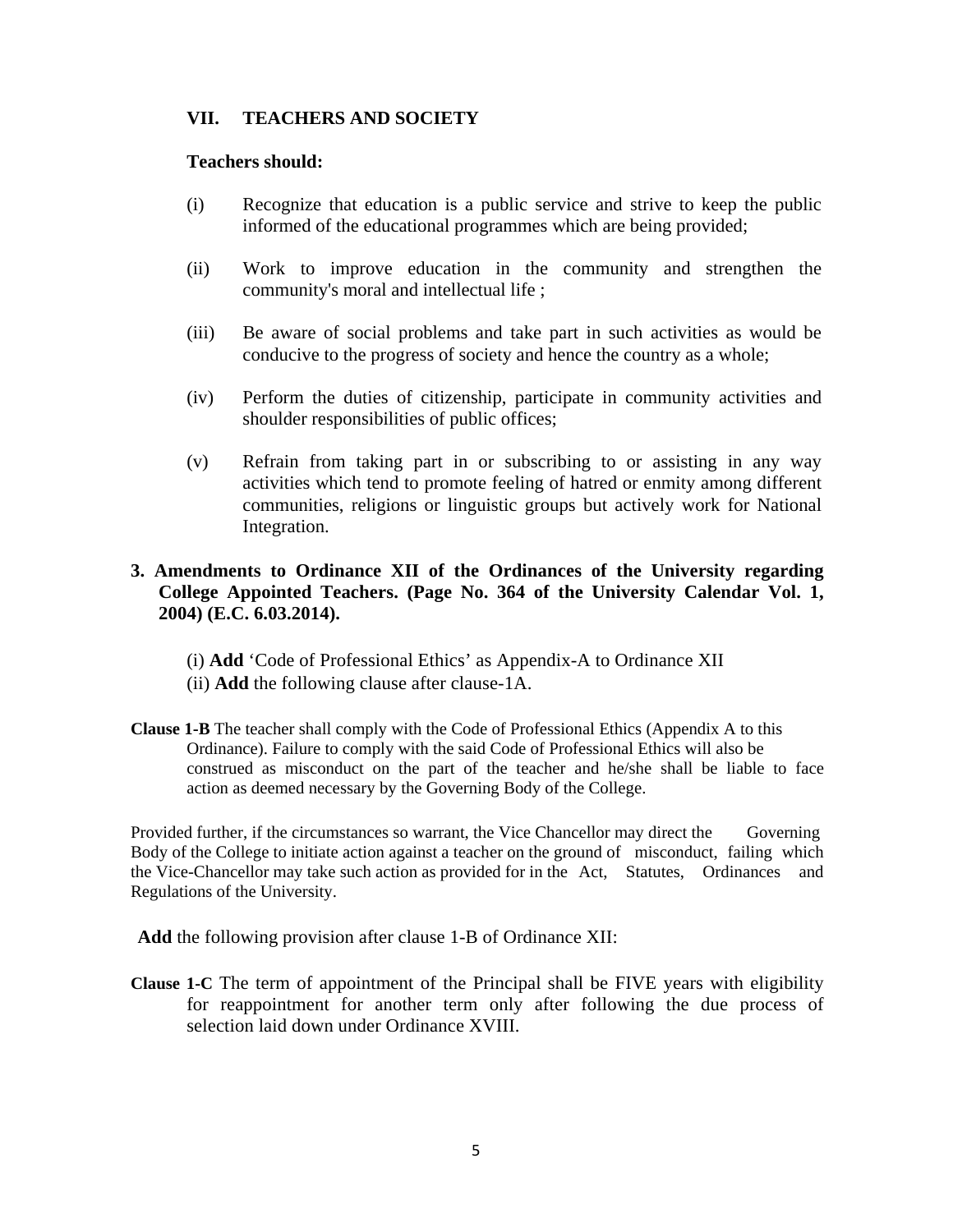### VII. TEACHERS AND SOCIETY

**Teachers should:**

(i) Recognize that education is a public service and strive to keep the public informed of the educational programmes which are being provided;

(ii) Work to improve education in the community and strengthen the community's moral and intellectual life ;

(iii) Be aware of social problems and take part in such activities as would be conducive to the progress of society and hence the country as a whole;

(iv) Perform the duties of citizenship, participate in community activities and shoulder responsibilities of public offices;

(v) Refrain from taking part in or subscribing to or assisting in any way activities which tend to promote feeling of hatred or enmity among different communities, religions or linguistic groups but actively work for National Integration.

**3. Amendments to Ordinance XII of the Ordinances of the University regarding College Appointed Teachers. (Page No. 364 of the University Calendar Vol. 1, 2004) (E.C. 6.03.2014).**

(i) **Add** 'Code of Professional Ethics' as Appendix-A to Ordinance XII

(ii) **Add** the following clause after clause-1A.

**Clause 1-B** The teacher shall comply with the Code of Professional Ethics (Appendix A to this Ordinance). Failure to comply with the said Code of Professional Ethics will also be construed as misconduct on the part of the teacher and he/she shall be liable to face action as deemed necessary by the Governing Body of the College.

Provided further, if the circumstances so warrant, the Vice Chancellor may direct the Governing Body of the College to initiate action against a teacher on the ground of misconduct, failing which the Vice-Chancellor may take such action as provided for in the Act, Statutes, Ordinances and Regulations of the University.

**Add** the following provision after clause 1-B of Ordinance XII:

**Clause 1-C** The term of appointment of the Principal shall be FIVE years with eligibility for reappointment for another term only after following the due process of selection laid down under Ordinance XVIII.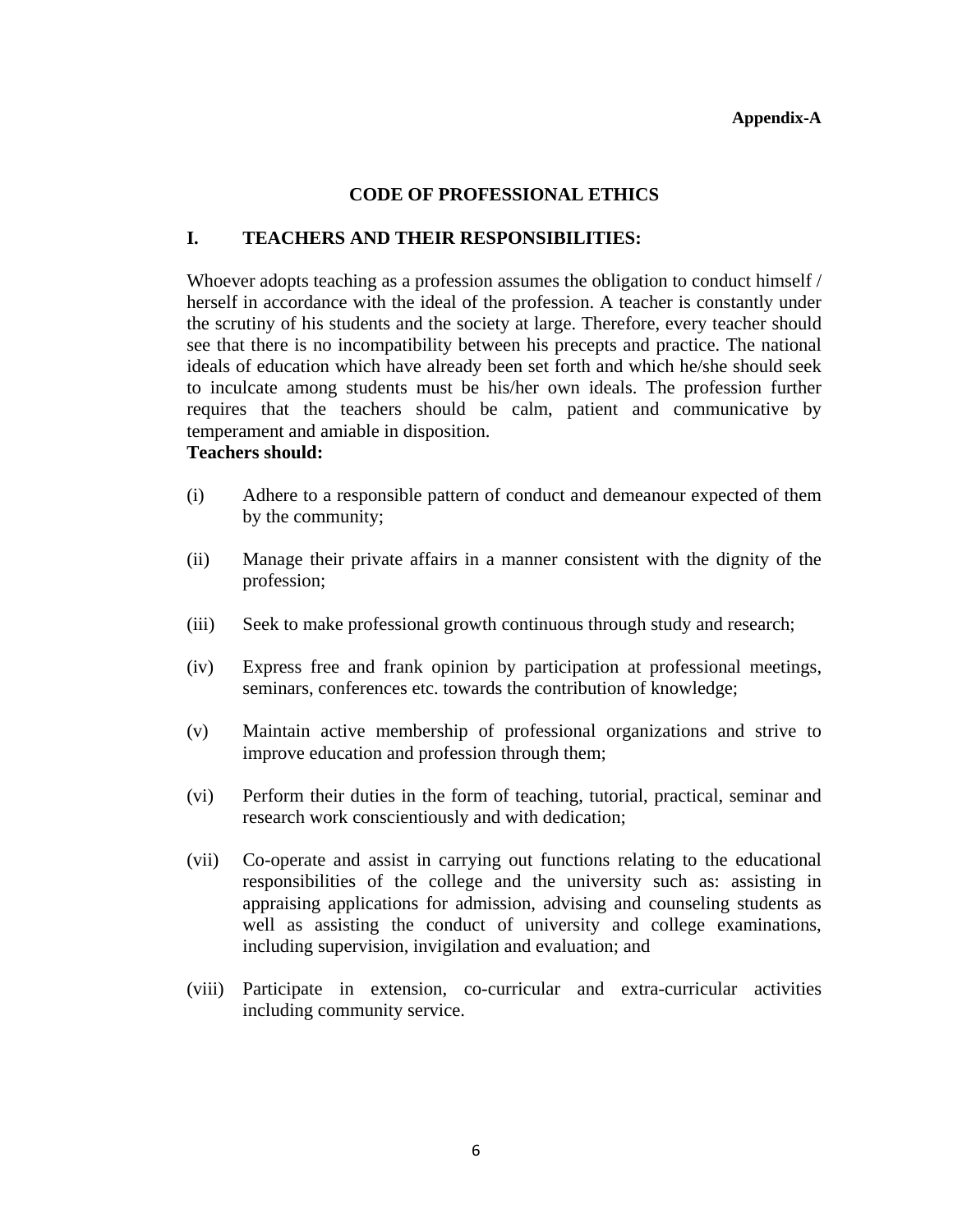**Appendix-A**

# CODE OF PROFESSIONAL ETHICS

## I. TEACHERS AND THEIR RESPONSIBILITIES:

Whoever adopts teaching as a profession assumes the obligation to conduct himself / herself in accordance with the ideal of the profession. A teacher is constantly under the scrutiny of his students and the society at large. Therefore, every teacher should see that there is no incompatibility between his precepts and practice. The national ideals of education which have already been set forth and which he/she should seek to inculcate among students must be his/her own ideals. The profession further requires that the teachers should be calm, patient and communicative by temperament and amiable in disposition.

**Teachers should:**

(i) Adhere to a responsible pattern of conduct and demeanour expected of them by the community;

(ii) Manage their private affairs in a manner consistent with the dignity of the profession;

(iii) Seek to make professional growth continuous through study and research;

(iv) Express free and frank opinion by participation at professional meetings, seminars, conferences etc. towards the contribution of knowledge;

(v) Maintain active membership of professional organizations and strive to improve education and profession through them;

(vi) Perform their duties in the form of teaching, tutorial, practical, seminar and research work conscientiously and with dedication;

(vii) Co-operate and assist in carrying out functions relating to the educational responsibilities of the college and the university such as: assisting in appraising applications for admission, advising and counseling students as well as assisting the conduct of university and college examinations, including supervision, invigilation and evaluation; and

(viii) Participate in extension, co-curricular and extra-curricular activities including community service.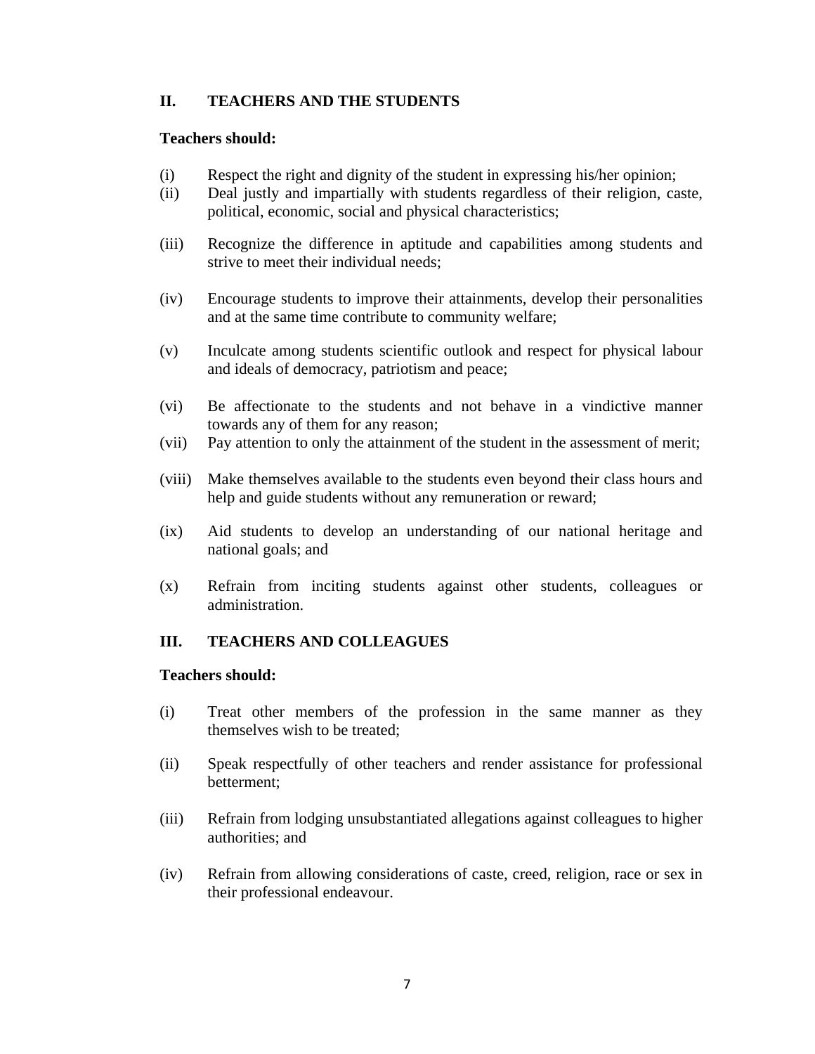## II. TEACHERS AND THE STUDENTS

**Teachers should:**

(i) Respect the right and dignity of the student in expressing his/her opinion;

(ii) Deal justly and impartially with students regardless of their religion, caste, political, economic, social and physical characteristics;

(iii) Recognize the difference in aptitude and capabilities among students and strive to meet their individual needs;

(iv) Encourage students to improve their attainments, develop their personalities and at the same time contribute to community welfare;

(v) Inculcate among students scientific outlook and respect for physical labour and ideals of democracy, patriotism and peace;

(vi) Be affectionate to the students and not behave in a vindictive manner towards any of them for any reason;

(vii) Pay attention to only the attainment of the student in the assessment of merit;

(viii) Make themselves available to the students even beyond their class hours and help and guide students without any remuneration or reward;

(ix) Aid students to develop an understanding of our national heritage and national goals; and

(x) Refrain from inciting students against other students, colleagues or administration.

## III. TEACHERS AND COLLEAGUES

**Teachers should:**

(i) Treat other members of the profession in the same manner as they themselves wish to be treated;

(ii) Speak respectfully of other teachers and render assistance for professional betterment;

(iii) Refrain from lodging unsubstantiated allegations against colleagues to higher authorities; and

(iv) Refrain from allowing considerations of caste, creed, religion, race or sex in their professional endeavour.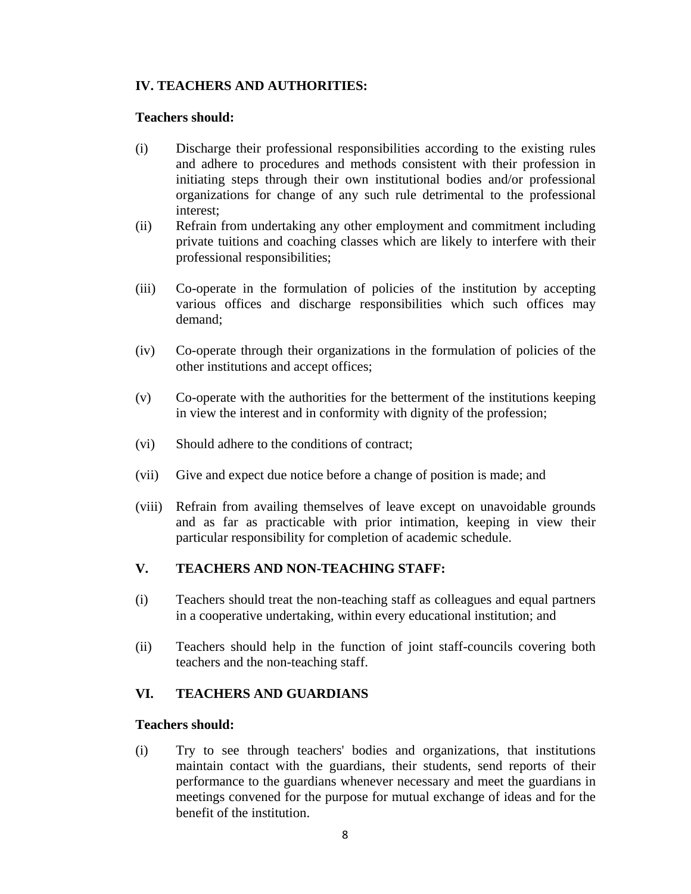### IV. TEACHERS AND AUTHORITIES:

**Teachers should:**

(i) Discharge their professional responsibilities according to the existing rules and adhere to procedures and methods consistent with their profession in initiating steps through their own institutional bodies and/or professional organizations for change of any such rule detrimental to the professional interest;

(ii) Refrain from undertaking any other employment and commitment including private tuitions and coaching classes which are likely to interfere with their professional responsibilities;

(iii) Co-operate in the formulation of policies of the institution by accepting various offices and discharge responsibilities which such offices may demand;

(iv) Co-operate through their organizations in the formulation of policies of the other institutions and accept offices;

(v) Co-operate with the authorities for the betterment of the institutions keeping in view the interest and in conformity with dignity of the profession;

(vi) Should adhere to the conditions of contract;

(vii) Give and expect due notice before a change of position is made; and

(viii) Refrain from availing themselves of leave except on unavoidable grounds and as far as practicable with prior intimation, keeping in view their particular responsibility for completion of academic schedule.

### V. TEACHERS AND NON-TEACHING STAFF:

(i) Teachers should treat the non-teaching staff as colleagues and equal partners in a cooperative undertaking, within every educational institution; and

(ii) Teachers should help in the function of joint staff-councils covering both teachers and the non-teaching staff.

### VI. TEACHERS AND GUARDIANS

**Teachers should:**

(i) Try to see through teachers' bodies and organizations, that institutions maintain contact with the guardians, their students, send reports of their performance to the guardians whenever necessary and meet the guardians in meetings convened for the purpose for mutual exchange of ideas and for the benefit of the institution.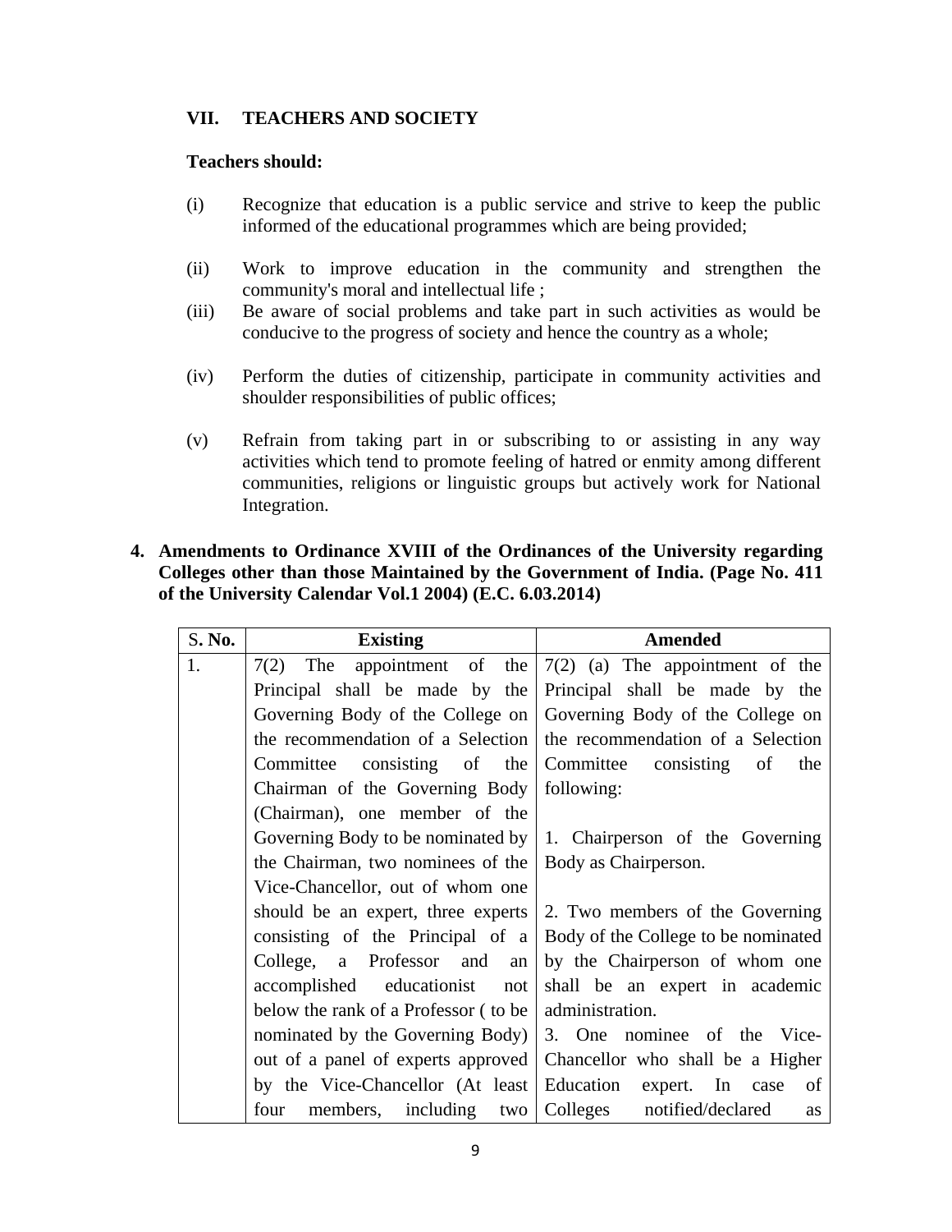## VII. TEACHERS AND SOCIETY

**Teachers should:**

(i) Recognize that education is a public service and strive to keep the public informed of the educational programmes which are being provided;

(ii) Work to improve education in the community and strengthen the community's moral and intellectual life ;

(iii) Be aware of social problems and take part in such activities as would be conducive to the progress of society and hence the country as a whole;

(iv) Perform the duties of citizenship, participate in community activities and shoulder responsibilities of public offices;

(v) Refrain from taking part in or subscribing to or assisting in any way activities which tend to promote feeling of hatred or enmity among different communities, religions or linguistic groups but actively work for National Integration.

**4. Amendments to Ordinance XVIII of the Ordinances of the University regarding Colleges other than those Maintained by the Government of India. (Page No. 411 of the University Calendar Vol.1 2004) (E.C. 6.03.2014)**

| S. No. | Existing | Amended |
|---|---|---|
| 1. | 7(2) The appointment of the Principal shall be made by the Governing Body of the College on the recommendation of a Selection Committee consisting of the Chairman of the Governing Body (Chairman), one member of the Governing Body to be nominated by the Chairman, two nominees of the Vice-Chancellor, out of whom one should be an expert, three experts consisting of the Principal of a College, a Professor and an accomplished educationist not below the rank of a Professor ( to be nominated by the Governing Body) out of a panel of experts approved by the Vice-Chancellor (At least four members, including two | 7(2) (a) The appointment of the Principal shall be made by the Governing Body of the College on the recommendation of a Selection Committee consisting of the following:<br><br>1. Chairperson of the Governing Body as Chairperson.<br><br>2. Two members of the Governing Body of the College to be nominated by the Chairperson of whom one shall be an expert in academic administration.<br>3. One nominee of the Vice-Chancellor who shall be a Higher Education expert. In case of Colleges notified/declared as |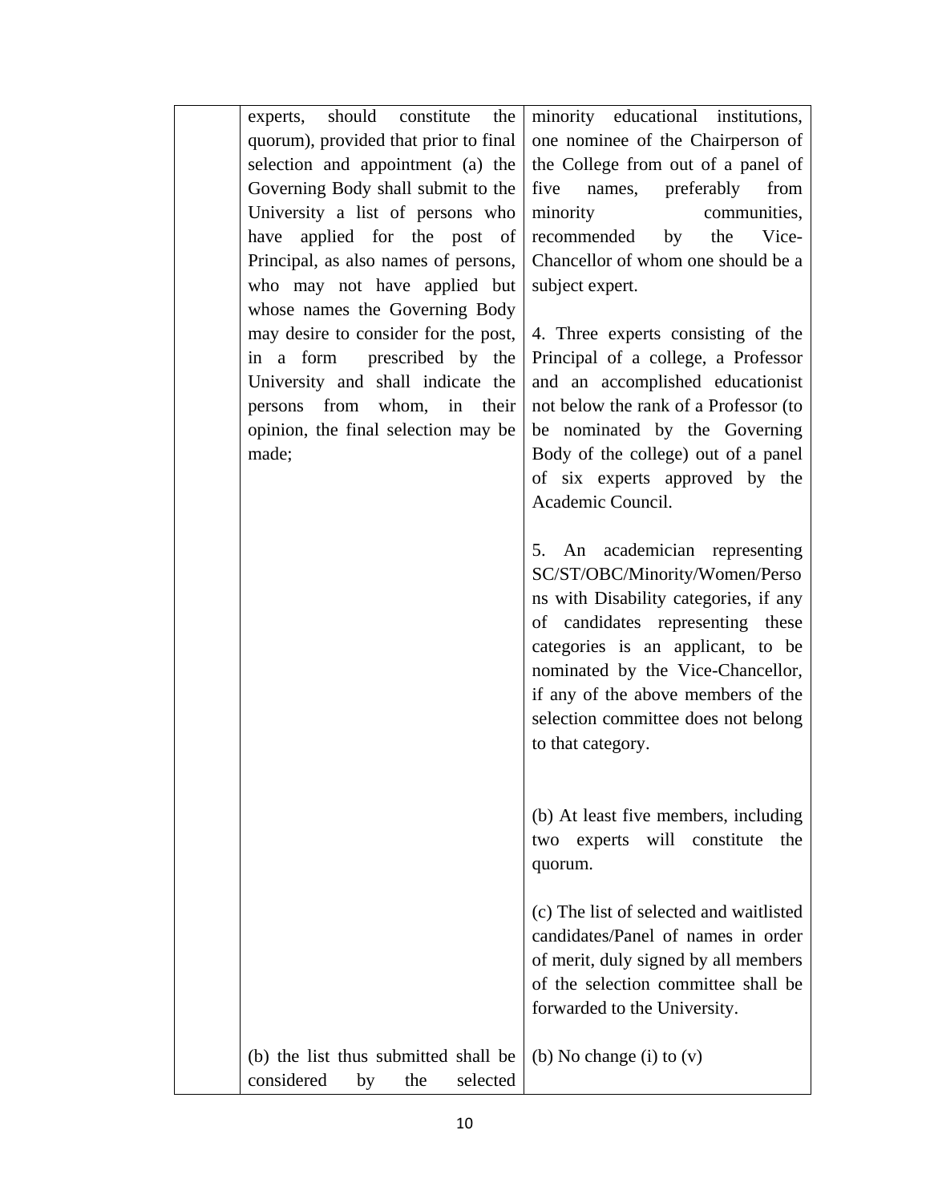| | | |
|---|---|---|
| | experts, should constitute the quorum), provided that prior to final selection and appointment (a) the Governing Body shall submit to the University a list of persons who have applied for the post of Principal, as also names of persons, who may not have applied but whose names the Governing Body may desire to consider for the post, in a form prescribed by the University and shall indicate the persons from whom, in their opinion, the final selection may be made; | minority educational institutions, one nominee of the Chairperson of the College from out of a panel of five names, preferably from minority communities, recommended by the Vice-Chancellor of whom one should be a subject expert.<br><br>4. Three experts consisting of the Principal of a college, a Professor and an accomplished educationist not below the rank of a Professor (to be nominated by the Governing Body of the college) out of a panel of six experts approved by the Academic Council.<br><br>5. An academician representing SC/ST/OBC/Minority/Women/Persons with Disability categories, if any of candidates representing these categories is an applicant, to be nominated by the Vice-Chancellor, if any of the above members of the selection committee does not belong to that category.<br><br>(b) At least five members, including two experts will constitute the quorum.<br><br>(c) The list of selected and waitlisted candidates/Panel of names in order of merit, duly signed by all members of the selection committee shall be forwarded to the University. |
| | (b) the list thus submitted shall be considered by the selected | (b) No change (i) to (v) |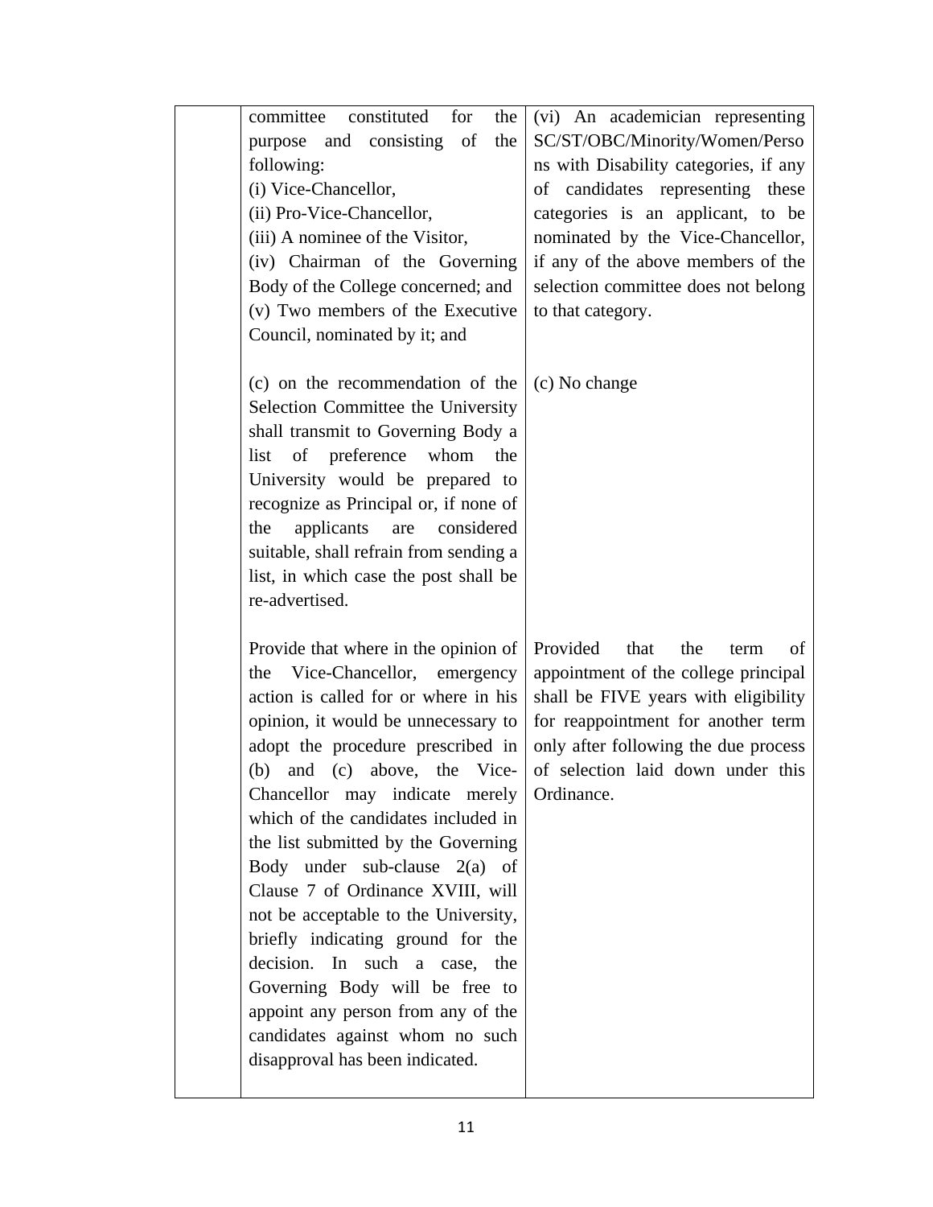| | | |
|---|---|---|
| | committee constituted for the purpose and consisting of the following:<br>(i) Vice-Chancellor,<br>(ii) Pro-Vice-Chancellor,<br>(iii) A nominee of the Visitor,<br>(iv) Chairman of the Governing Body of the College concerned; and<br>(v) Two members of the Executive Council, nominated by it; and | (vi) An academician representing SC/ST/OBC/Minority/Women/Persons with Disability categories, if any of candidates representing these categories is an applicant, to be nominated by the Vice-Chancellor, if any of the above members of the selection committee does not belong to that category. |
| | (c) on the recommendation of the Selection Committee the University shall transmit to Governing Body a list of preference whom the University would be prepared to recognize as Principal or, if none of the applicants are considered suitable, shall refrain from sending a list, in which case the post shall be re-advertised. | (c) No change |
| | Provide that where in the opinion of the Vice-Chancellor, emergency action is called for or where in his opinion, it would be unnecessary to adopt the procedure prescribed in (b) and (c) above, the Vice-Chancellor may indicate merely which of the candidates included in the list submitted by the Governing Body under sub-clause 2(a) of Clause 7 of Ordinance XVIII, will not be acceptable to the University, briefly indicating ground for the decision. In such a case, the Governing Body will be free to appoint any person from any of the candidates against whom no such disapproval has been indicated. | Provided that the term of appointment of the college principal shall be FIVE years with eligibility for reappointment for another term only after following the due process of selection laid down under this Ordinance. |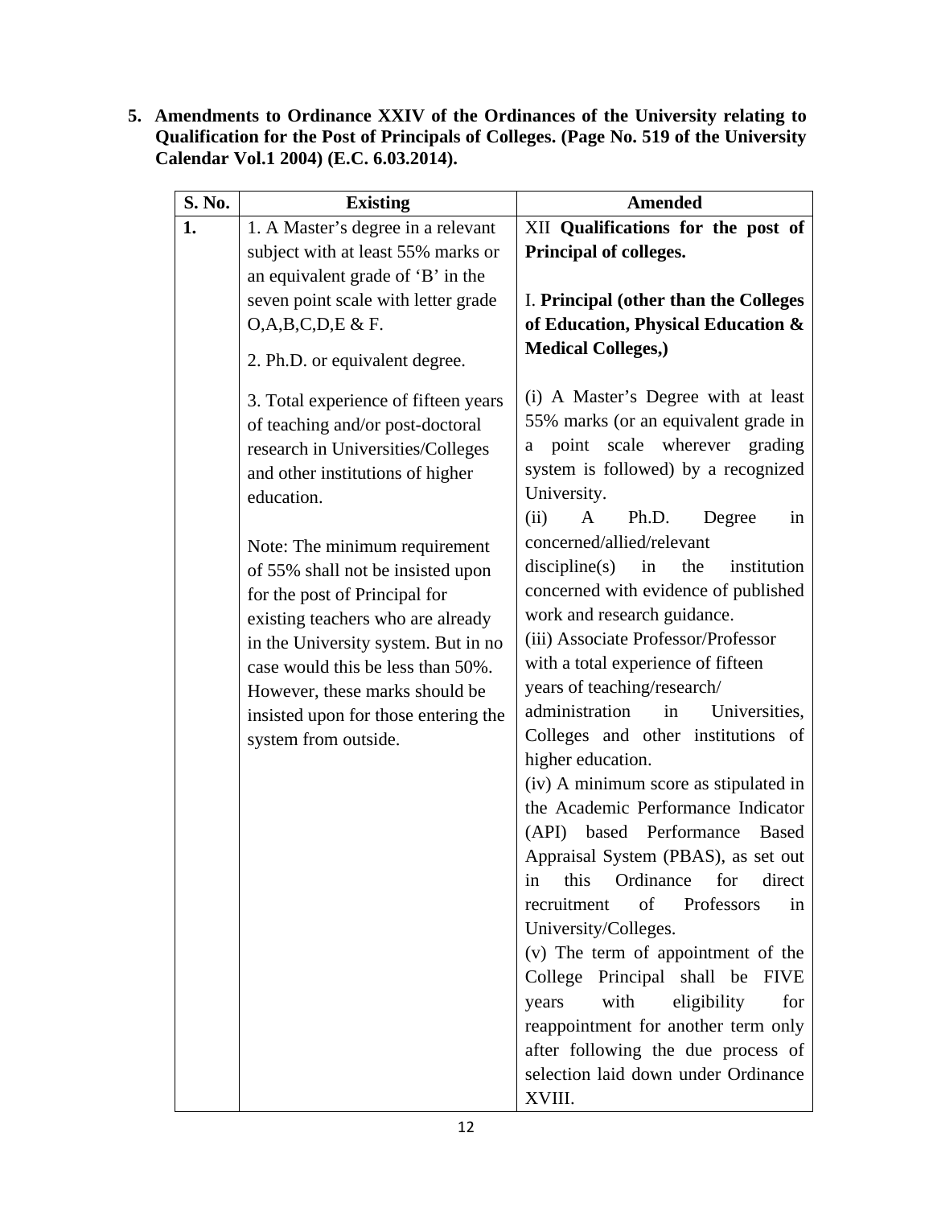**5. Amendments to Ordinance XXIV of the Ordinances of the University relating to Qualification for the Post of Principals of Colleges. (Page No. 519 of the University Calendar Vol.1 2004) (E.C. 6.03.2014).**

| S. No. | Existing | Amended |
|---|---|---|
| **1.** | 1. A Master's degree in a relevant subject with at least 55% marks or an equivalent grade of 'B' in the seven point scale with letter grade O,A,B,C,D,E & F.<br><br>2. Ph.D. or equivalent degree.<br><br>3. Total experience of fifteen years of teaching and/or post-doctoral research in Universities/Colleges and other institutions of higher education.<br><br>Note: The minimum requirement of 55% shall not be insisted upon for the post of Principal for existing teachers who are already in the University system. But in no case would this be less than 50%. However, these marks should be insisted upon for those entering the system from outside. | XII **Qualifications for the post of Principal of colleges.**<br><br>I. **Principal (other than the Colleges of Education, Physical Education & Medical Colleges,)**<br><br>(i) A Master's Degree with at least 55% marks (or an equivalent grade in a point scale wherever grading system is followed) by a recognized University.<br>(ii) A Ph.D. Degree in concerned/allied/relevant discipline(s) in the institution concerned with evidence of published work and research guidance.<br>(iii) Associate Professor/Professor with a total experience of fifteen years of teaching/research/ administration in Universities, Colleges and other institutions of higher education.<br>(iv) A minimum score as stipulated in the Academic Performance Indicator (API) based Performance Based Appraisal System (PBAS), as set out in this Ordinance for direct recruitment of Professors in University/Colleges.<br>(v) The term of appointment of the College Principal shall be FIVE years with eligibility for reappointment for another term only after following the due process of selection laid down under Ordinance XVIII. |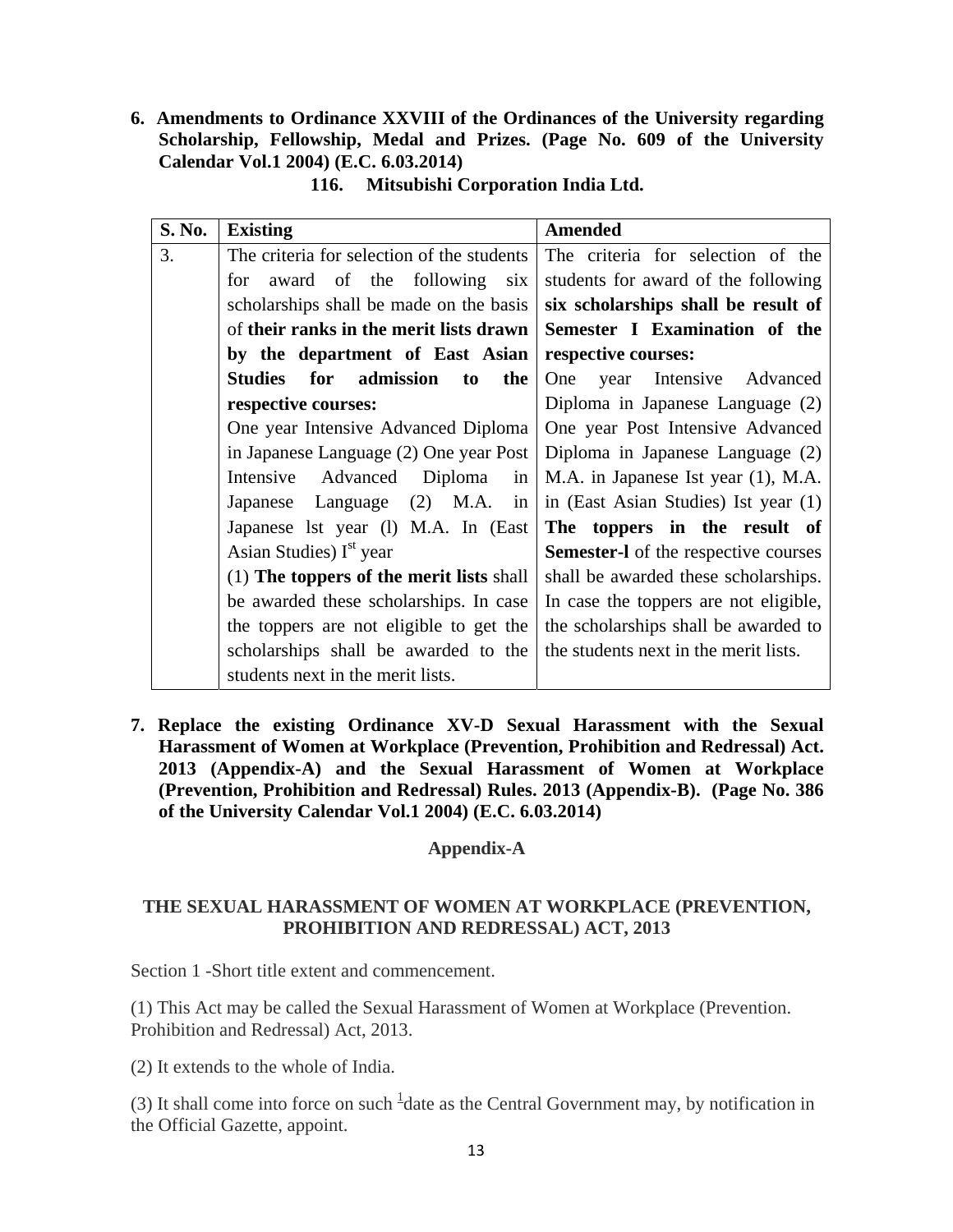**6. Amendments to Ordinance XXVIII of the Ordinances of the University regarding Scholarship, Fellowship, Medal and Prizes. (Page No. 609 of the University Calendar Vol.1 2004) (E.C. 6.03.2014)**

**116. Mitsubishi Corporation India Ltd.**

| S. No. | Existing | Amended |
|---|---|---|
| 3. | The criteria for selection of the students for award of the following six scholarships shall be made on the basis of **their ranks in the merit lists drawn by the department of East Asian Studies for admission to the respective courses:** One year Intensive Advanced Diploma in Japanese Language (2) One year Post Intensive Advanced Diploma in Japanese Language (2) M.A. in Japanese lst year (l) M.A. In (East Asian Studies) I[st] year (1) **The toppers of the merit lists** shall be awarded these scholarships. In case the toppers are not eligible to get the scholarships shall be awarded to the students next in the merit lists. | The criteria for selection of the students for award of the following **six scholarships shall be result of Semester I Examination of the respective courses:** One year Intensive Advanced Diploma in Japanese Language (2) One year Post Intensive Advanced Diploma in Japanese Language (2) M.A. in Japanese Ist year (1), M.A. in (East Asian Studies) Ist year (1) **The toppers in the result of Semester-l** of the respective courses shall be awarded these scholarships. In case the toppers are not eligible, the scholarships shall be awarded to the students next in the merit lists. |

**7. Replace the existing Ordinance XV-D Sexual Harassment with the Sexual Harassment of Women at Workplace (Prevention, Prohibition and Redressal) Act. 2013 (Appendix-A) and the Sexual Harassment of Women at Workplace (Prevention, Prohibition and Redressal) Rules. 2013 (Appendix-B). (Page No. 386 of the University Calendar Vol.1 2004) (E.C. 6.03.2014)**

**Appendix-A**

## THE SEXUAL HARASSMENT OF WOMEN AT WORKPLACE (PREVENTION, PROHIBITION AND REDRESSAL) ACT, 2013

Section 1 -Short title extent and commencement.

(1) This Act may be called the Sexual Harassment of Women at Workplace (Prevention. Prohibition and Redressal) Act, 2013.

(2) It extends to the whole of India.

(3) It shall come into force on such [1]date as the Central Government may, by notification in the Official Gazette, appoint.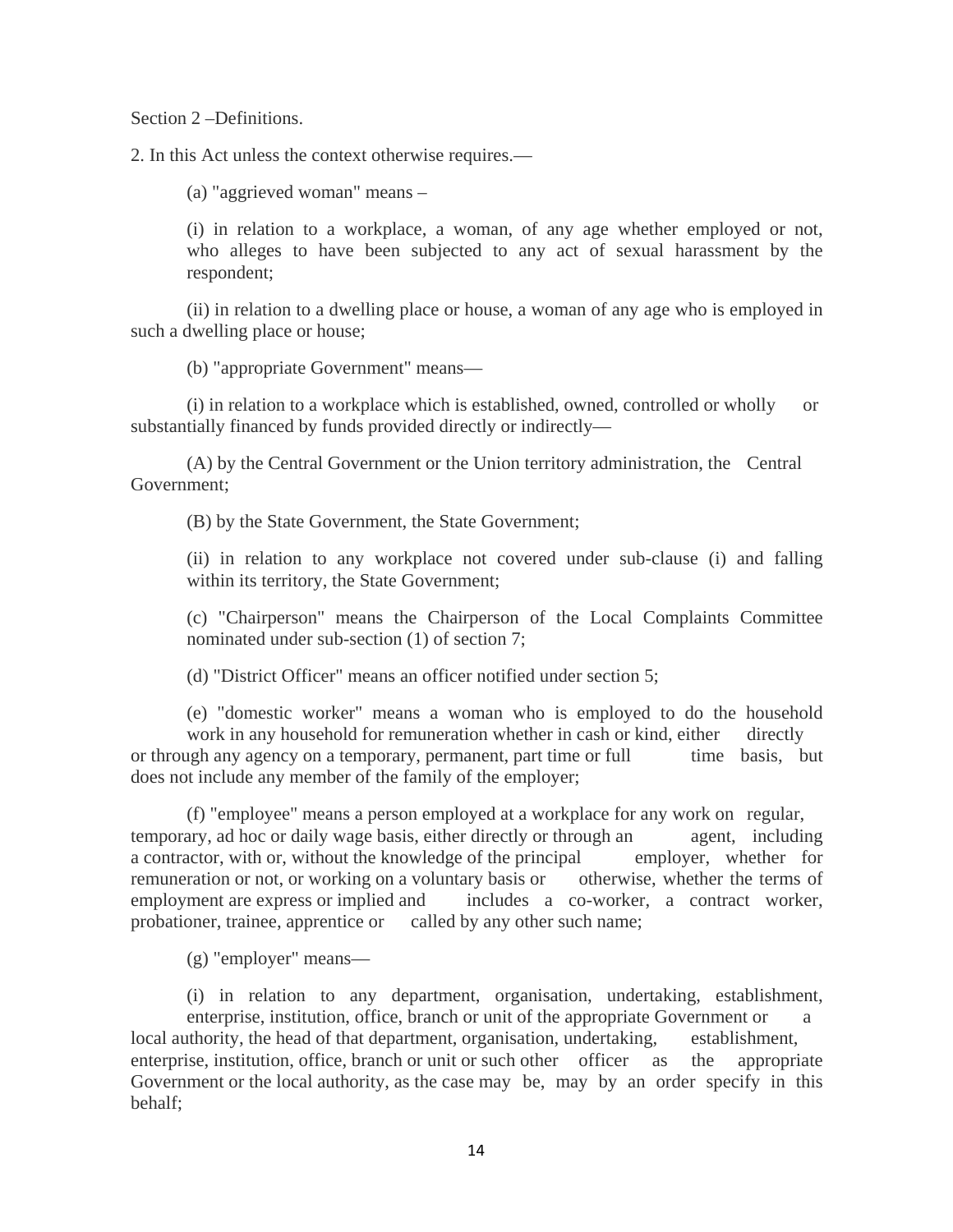Section 2 –Definitions.

2. In this Act unless the context otherwise requires.—

(a) "aggrieved woman" means –

(i) in relation to a workplace, a woman, of any age whether employed or not, who alleges to have been subjected to any act of sexual harassment by the respondent;

(ii) in relation to a dwelling place or house, a woman of any age who is employed in such a dwelling place or house;

(b) "appropriate Government" means—

(i) in relation to a workplace which is established, owned, controlled or wholly or substantially financed by funds provided directly or indirectly—

(A) by the Central Government or the Union territory administration, the Central Government;

(B) by the State Government, the State Government;

(ii) in relation to any workplace not covered under sub-clause (i) and falling within its territory, the State Government;

(c) "Chairperson" means the Chairperson of the Local Complaints Committee nominated under sub-section (1) of section 7;

(d) "District Officer" means an officer notified under section 5;

(e) "domestic worker" means a woman who is employed to do the household work in any household for remuneration whether in cash or kind, either directly or through any agency on a temporary, permanent, part time or full time basis, but does not include any member of the family of the employer;

(f) "employee" means a person employed at a workplace for any work on regular, temporary, ad hoc or daily wage basis, either directly or through an agent, including a contractor, with or, without the knowledge of the principal employer, whether for remuneration or not, or working on a voluntary basis or otherwise, whether the terms of employment are express or implied and includes a co-worker, a contract worker, probationer, trainee, apprentice or called by any other such name;

(g) "employer" means—

(i) in relation to any department, organisation, undertaking, establishment, enterprise, institution, office, branch or unit of the appropriate Government or a local authority, the head of that department, organisation, undertaking, establishment, enterprise, institution, office, branch or unit or such other officer as the appropriate Government or the local authority, as the case may be, may by an order specify in this behalf;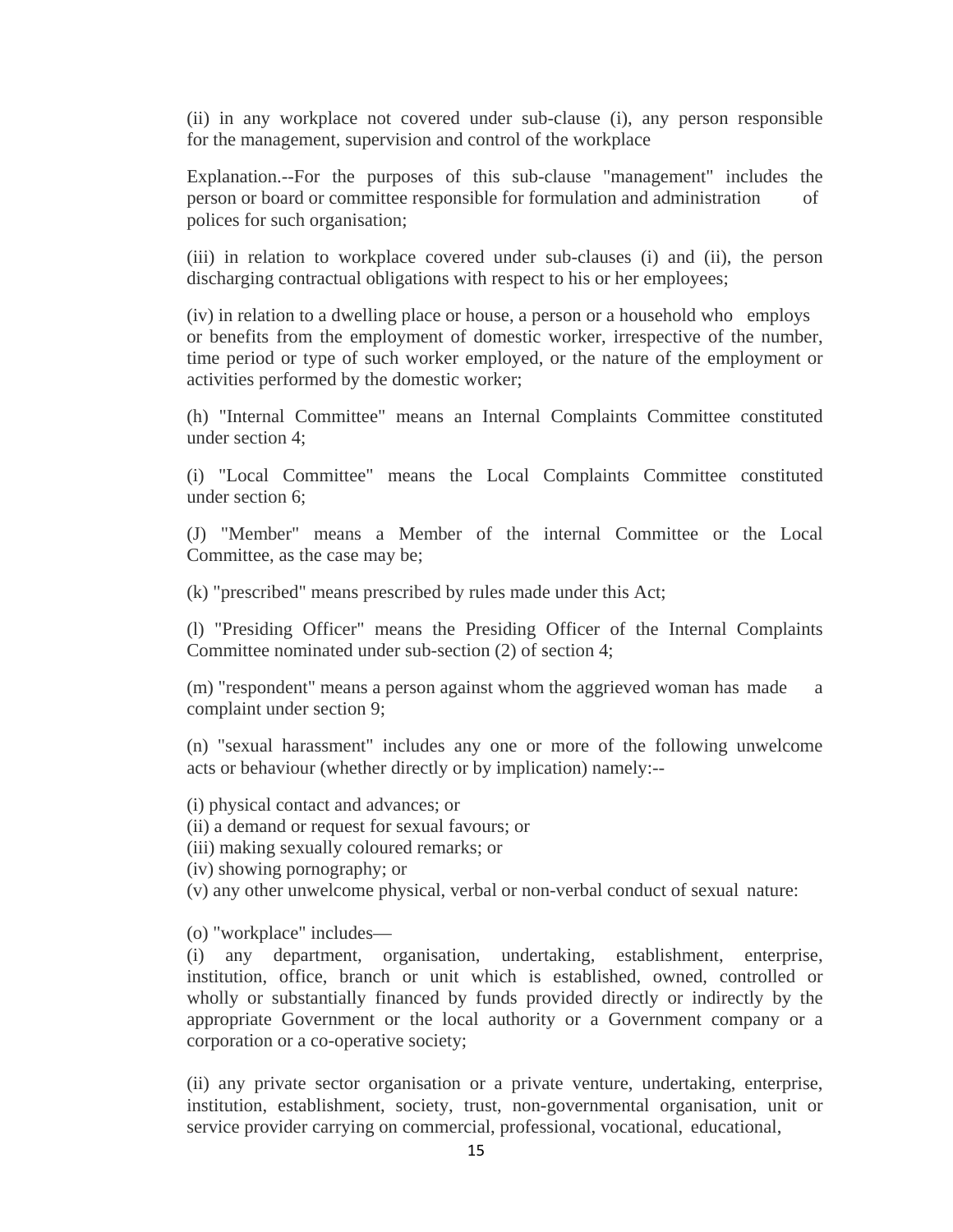(ii) in any workplace not covered under sub-clause (i), any person responsible for the management, supervision and control of the workplace

Explanation.--For the purposes of this sub-clause "management" includes the person or board or committee responsible for formulation and administration of polices for such organisation;

(iii) in relation to workplace covered under sub-clauses (i) and (ii), the person discharging contractual obligations with respect to his or her employees;

(iv) in relation to a dwelling place or house, a person or a household who employs or benefits from the employment of domestic worker, irrespective of the number, time period or type of such worker employed, or the nature of the employment or activities performed by the domestic worker;

(h) "Internal Committee" means an Internal Complaints Committee constituted under section 4;

(i) "Local Committee" means the Local Complaints Committee constituted under section 6;

(J) "Member" means a Member of the internal Committee or the Local Committee, as the case may be;

(k) "prescribed" means prescribed by rules made under this Act;

(l) "Presiding Officer" means the Presiding Officer of the Internal Complaints Committee nominated under sub-section (2) of section 4;

(m) "respondent" means a person against whom the aggrieved woman has made a complaint under section 9;

(n) "sexual harassment" includes any one or more of the following unwelcome acts or behaviour (whether directly or by implication) namely:--

(i) physical contact and advances; or
(ii) a demand or request for sexual favours; or
(iii) making sexually coloured remarks; or
(iv) showing pornography; or
(v) any other unwelcome physical, verbal or non-verbal conduct of sexual nature:

(o) "workplace" includes—
(i) any department, organisation, undertaking, establishment, enterprise, institution, office, branch or unit which is established, owned, controlled or wholly or substantially financed by funds provided directly or indirectly by the appropriate Government or the local authority or a Government company or a corporation or a co-operative society;

(ii) any private sector organisation or a private venture, undertaking, enterprise, institution, establishment, society, trust, non-governmental organisation, unit or service provider carrying on commercial, professional, vocational, educational,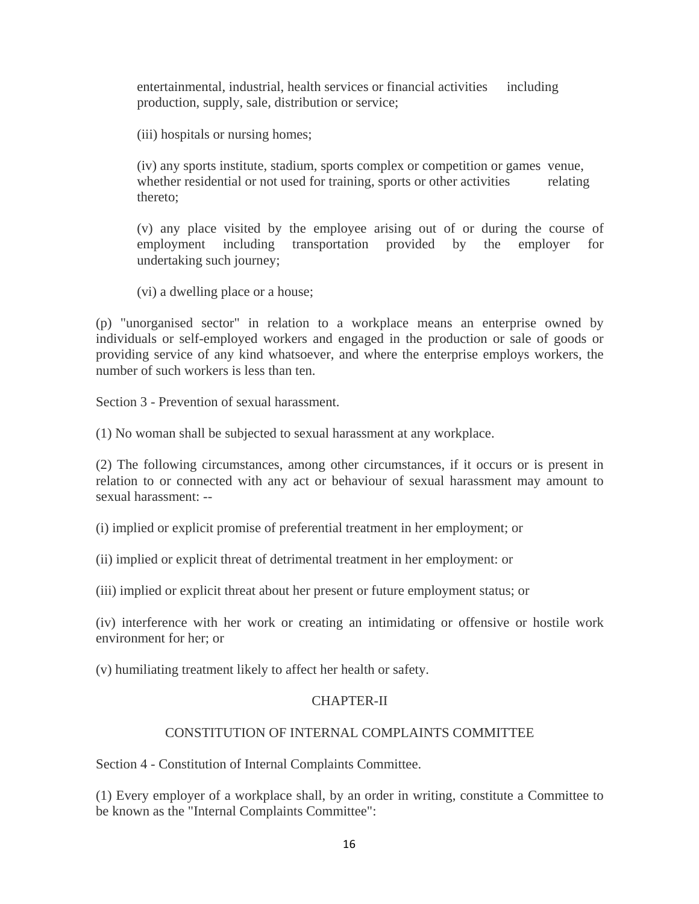entertainmental, industrial, health services or financial activities including production, supply, sale, distribution or service;

(iii) hospitals or nursing homes;

(iv) any sports institute, stadium, sports complex or competition or games venue, whether residential or not used for training, sports or other activities relating thereto;

(v) any place visited by the employee arising out of or during the course of employment including transportation provided by the employer for undertaking such journey;

(vi) a dwelling place or a house;

(p) "unorganised sector" in relation to a workplace means an enterprise owned by individuals or self-employed workers and engaged in the production or sale of goods or providing service of any kind whatsoever, and where the enterprise employs workers, the number of such workers is less than ten.

Section 3 - Prevention of sexual harassment.

(1) No woman shall be subjected to sexual harassment at any workplace.

(2) The following circumstances, among other circumstances, if it occurs or is present in relation to or connected with any act or behaviour of sexual harassment may amount to sexual harassment: --

(i) implied or explicit promise of preferential treatment in her employment; or

(ii) implied or explicit threat of detrimental treatment in her employment: or

(iii) implied or explicit threat about her present or future employment status; or

(iv) interference with her work or creating an intimidating or offensive or hostile work environment for her; or

(v) humiliating treatment likely to affect her health or safety.

## CHAPTER-II

## CONSTITUTION OF INTERNAL COMPLAINTS COMMITTEE

Section 4 - Constitution of Internal Complaints Committee.

(1) Every employer of a workplace shall, by an order in writing, constitute a Committee to be known as the "Internal Complaints Committee":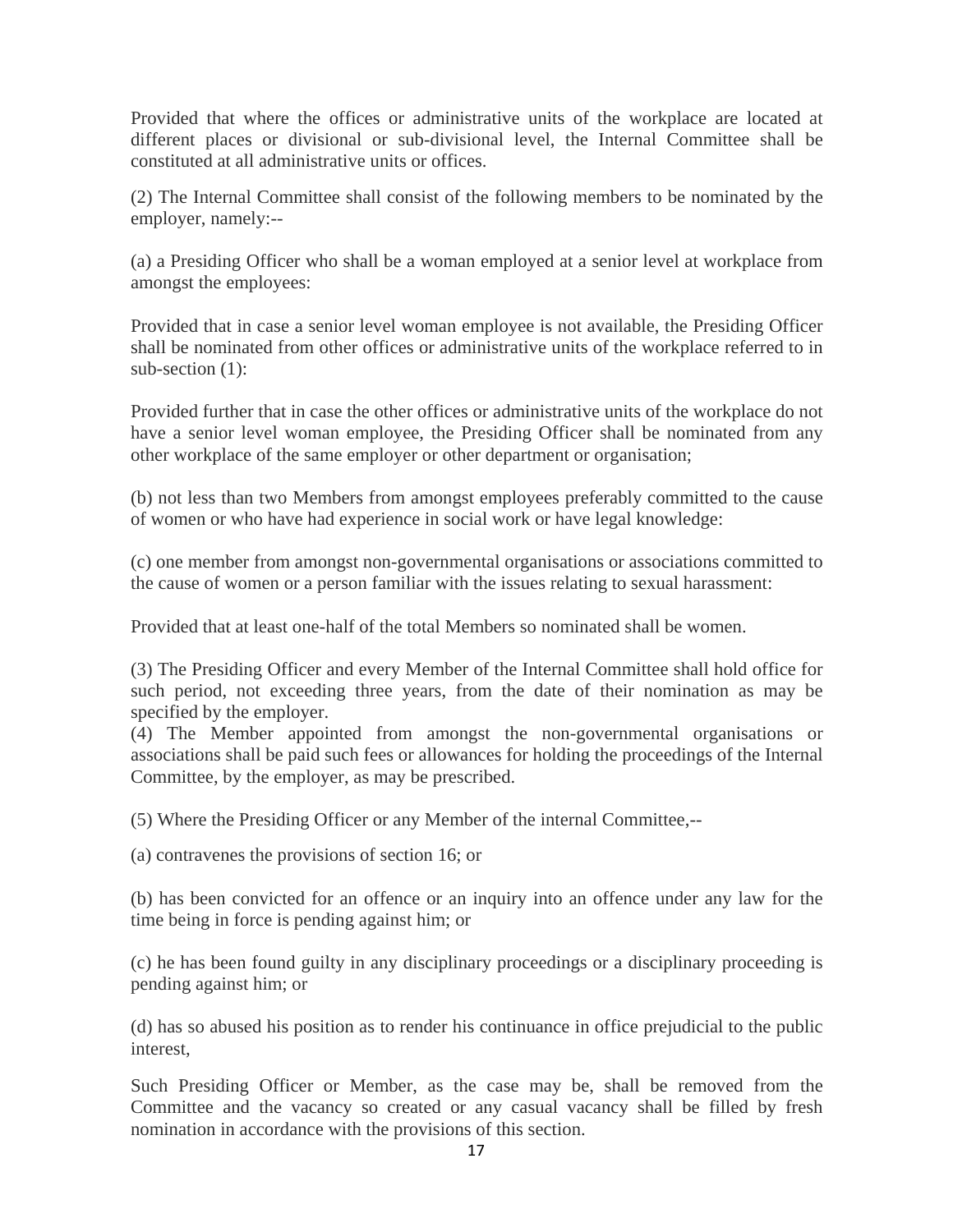Provided that where the offices or administrative units of the workplace are located at different places or divisional or sub-divisional level, the Internal Committee shall be constituted at all administrative units or offices.

(2) The Internal Committee shall consist of the following members to be nominated by the employer, namely:--

(a) a Presiding Officer who shall be a woman employed at a senior level at workplace from amongst the employees:

Provided that in case a senior level woman employee is not available, the Presiding Officer shall be nominated from other offices or administrative units of the workplace referred to in sub-section (1):

Provided further that in case the other offices or administrative units of the workplace do not have a senior level woman employee, the Presiding Officer shall be nominated from any other workplace of the same employer or other department or organisation;

(b) not less than two Members from amongst employees preferably committed to the cause of women or who have had experience in social work or have legal knowledge:

(c) one member from amongst non-governmental organisations or associations committed to the cause of women or a person familiar with the issues relating to sexual harassment:

Provided that at least one-half of the total Members so nominated shall be women.

(3) The Presiding Officer and every Member of the Internal Committee shall hold office for such period, not exceeding three years, from the date of their nomination as may be specified by the employer.

(4) The Member appointed from amongst the non-governmental organisations or associations shall be paid such fees or allowances for holding the proceedings of the Internal Committee, by the employer, as may be prescribed.

(5) Where the Presiding Officer or any Member of the internal Committee,--

(a) contravenes the provisions of section 16; or

(b) has been convicted for an offence or an inquiry into an offence under any law for the time being in force is pending against him; or

(c) he has been found guilty in any disciplinary proceedings or a disciplinary proceeding is pending against him; or

(d) has so abused his position as to render his continuance in office prejudicial to the public interest,

Such Presiding Officer or Member, as the case may be, shall be removed from the Committee and the vacancy so created or any casual vacancy shall be filled by fresh nomination in accordance with the provisions of this section.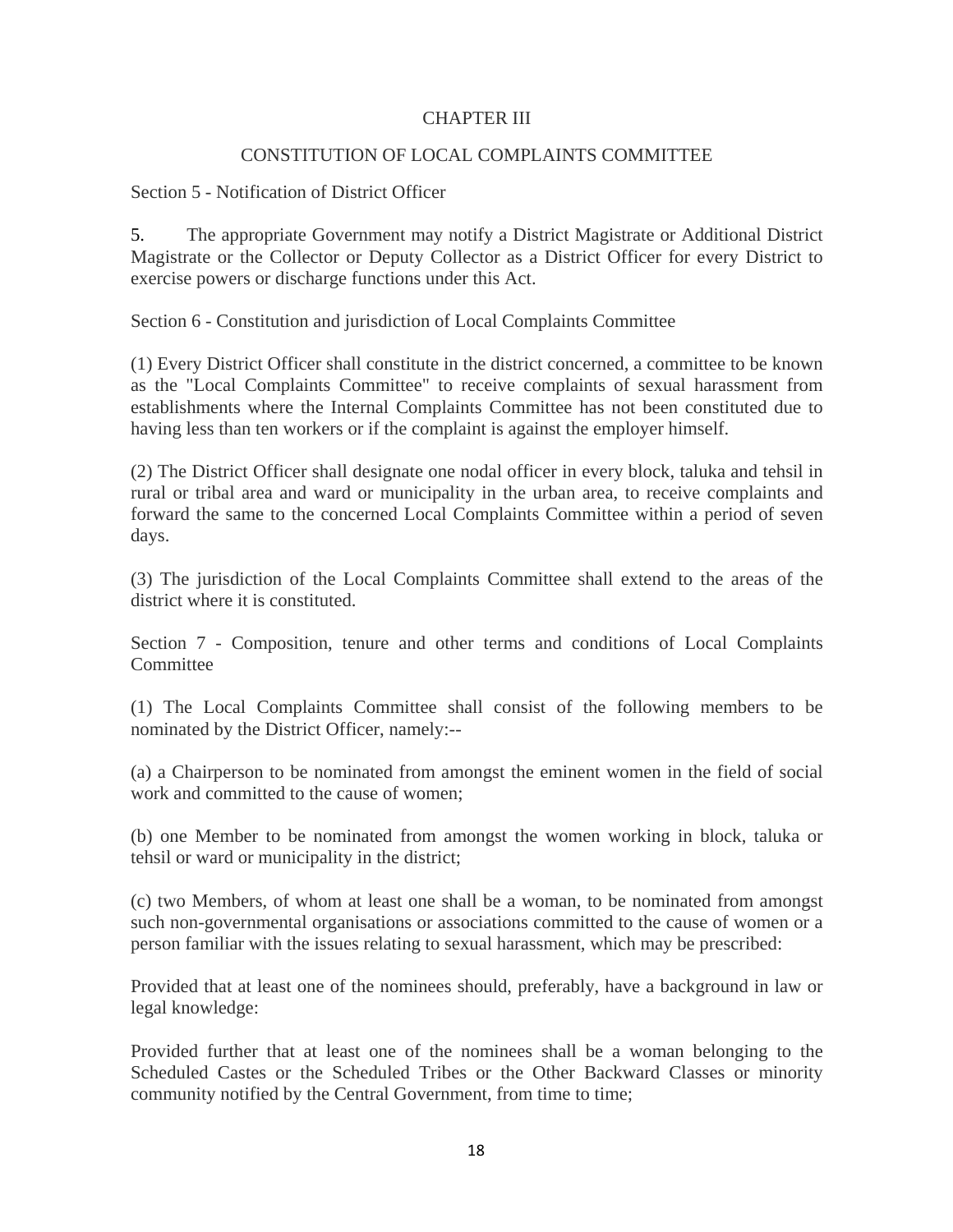## CHAPTER III

## CONSTITUTION OF LOCAL COMPLAINTS COMMITTEE

### Section 5 - Notification of District Officer

5. The appropriate Government may notify a District Magistrate or Additional District Magistrate or the Collector or Deputy Collector as a District Officer for every District to exercise powers or discharge functions under this Act.

### Section 6 - Constitution and jurisdiction of Local Complaints Committee

(1) Every District Officer shall constitute in the district concerned, a committee to be known as the "Local Complaints Committee" to receive complaints of sexual harassment from establishments where the Internal Complaints Committee has not been constituted due to having less than ten workers or if the complaint is against the employer himself.

(2) The District Officer shall designate one nodal officer in every block, taluka and tehsil in rural or tribal area and ward or municipality in the urban area, to receive complaints and forward the same to the concerned Local Complaints Committee within a period of seven days.

(3) The jurisdiction of the Local Complaints Committee shall extend to the areas of the district where it is constituted.

### Section 7 - Composition, tenure and other terms and conditions of Local Complaints Committee

(1) The Local Complaints Committee shall consist of the following members to be nominated by the District Officer, namely:--

(a) a Chairperson to be nominated from amongst the eminent women in the field of social work and committed to the cause of women;

(b) one Member to be nominated from amongst the women working in block, taluka or tehsil or ward or municipality in the district;

(c) two Members, of whom at least one shall be a woman, to be nominated from amongst such non-governmental organisations or associations committed to the cause of women or a person familiar with the issues relating to sexual harassment, which may be prescribed:

Provided that at least one of the nominees should, preferably, have a background in law or legal knowledge:

Provided further that at least one of the nominees shall be a woman belonging to the Scheduled Castes or the Scheduled Tribes or the Other Backward Classes or minority community notified by the Central Government, from time to time;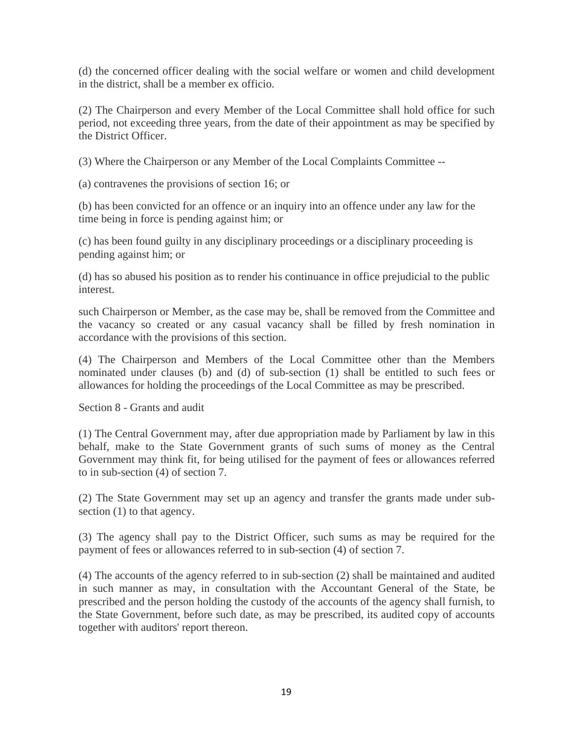(d) the concerned officer dealing with the social welfare or women and child development in the district, shall be a member ex officio.

(2) The Chairperson and every Member of the Local Committee shall hold office for such period, not exceeding three years, from the date of their appointment as may be specified by the District Officer.

(3) Where the Chairperson or any Member of the Local Complaints Committee --

(a) contravenes the provisions of section 16; or

(b) has been convicted for an offence or an inquiry into an offence under any law for the time being in force is pending against him; or

(c) has been found guilty in any disciplinary proceedings or a disciplinary proceeding is pending against him; or

(d) has so abused his position as to render his continuance in office prejudicial to the public interest.

such Chairperson or Member, as the case may be, shall be removed from the Committee and the vacancy so created or any casual vacancy shall be filled by fresh nomination in accordance with the provisions of this section.

(4) The Chairperson and Members of the Local Committee other than the Members nominated under clauses (b) and (d) of sub-section (1) shall be entitled to such fees or allowances for holding the proceedings of the Local Committee as may be prescribed.

Section 8 - Grants and audit

(1) The Central Government may, after due appropriation made by Parliament by law in this behalf, make to the State Government grants of such sums of money as the Central Government may think fit, for being utilised for the payment of fees or allowances referred to in sub-section (4) of section 7.

(2) The State Government may set up an agency and transfer the grants made under sub-section (1) to that agency.

(3) The agency shall pay to the District Officer, such sums as may be required for the payment of fees or allowances referred to in sub-section (4) of section 7.

(4) The accounts of the agency referred to in sub-section (2) shall be maintained and audited in such manner as may, in consultation with the Accountant General of the State, be prescribed and the person holding the custody of the accounts of the agency shall furnish, to the State Government, before such date, as may be prescribed, its audited copy of accounts together with auditors' report thereon.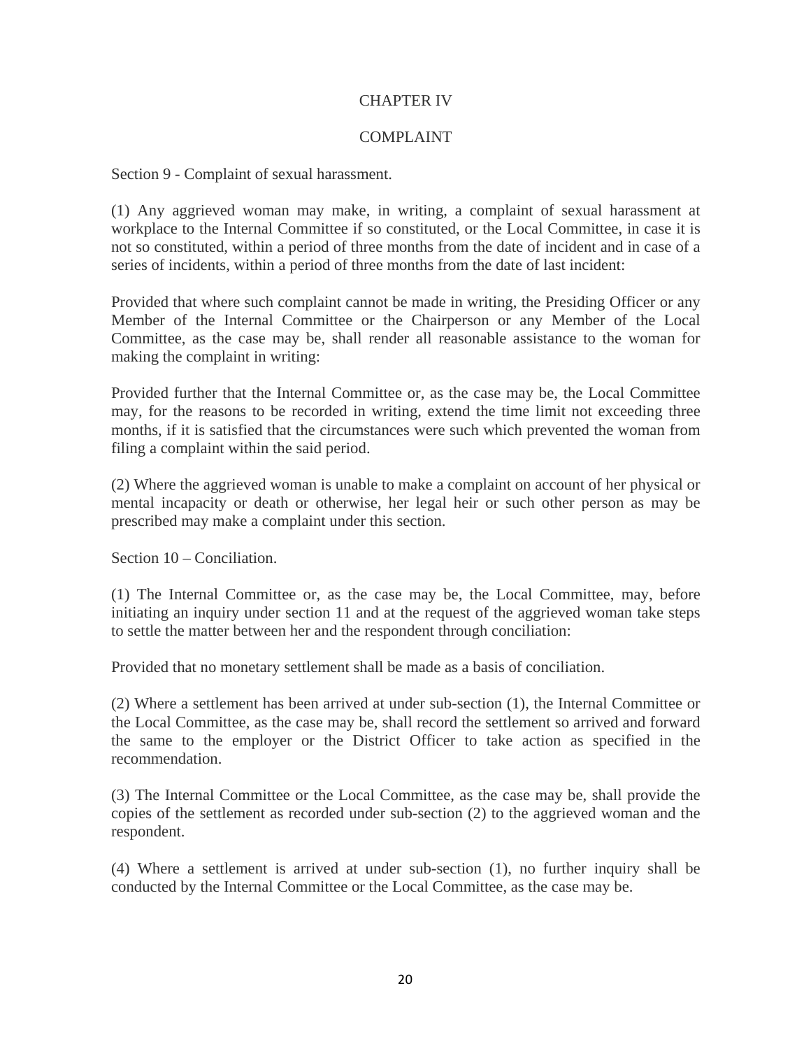## CHAPTER IV

## COMPLAINT

### Section 9 - Complaint of sexual harassment.

(1) Any aggrieved woman may make, in writing, a complaint of sexual harassment at workplace to the Internal Committee if so constituted, or the Local Committee, in case it is not so constituted, within a period of three months from the date of incident and in case of a series of incidents, within a period of three months from the date of last incident:

Provided that where such complaint cannot be made in writing, the Presiding Officer or any Member of the Internal Committee or the Chairperson or any Member of the Local Committee, as the case may be, shall render all reasonable assistance to the woman for making the complaint in writing:

Provided further that the Internal Committee or, as the case may be, the Local Committee may, for the reasons to be recorded in writing, extend the time limit not exceeding three months, if it is satisfied that the circumstances were such which prevented the woman from filing a complaint within the said period.

(2) Where the aggrieved woman is unable to make a complaint on account of her physical or mental incapacity or death or otherwise, her legal heir or such other person as may be prescribed may make a complaint under this section.

### Section 10 – Conciliation.

(1) The Internal Committee or, as the case may be, the Local Committee, may, before initiating an inquiry under section 11 and at the request of the aggrieved woman take steps to settle the matter between her and the respondent through conciliation:

Provided that no monetary settlement shall be made as a basis of conciliation.

(2) Where a settlement has been arrived at under sub-section (1), the Internal Committee or the Local Committee, as the case may be, shall record the settlement so arrived and forward the same to the employer or the District Officer to take action as specified in the recommendation.

(3) The Internal Committee or the Local Committee, as the case may be, shall provide the copies of the settlement as recorded under sub-section (2) to the aggrieved woman and the respondent.

(4) Where a settlement is arrived at under sub-section (1), no further inquiry shall be conducted by the Internal Committee or the Local Committee, as the case may be.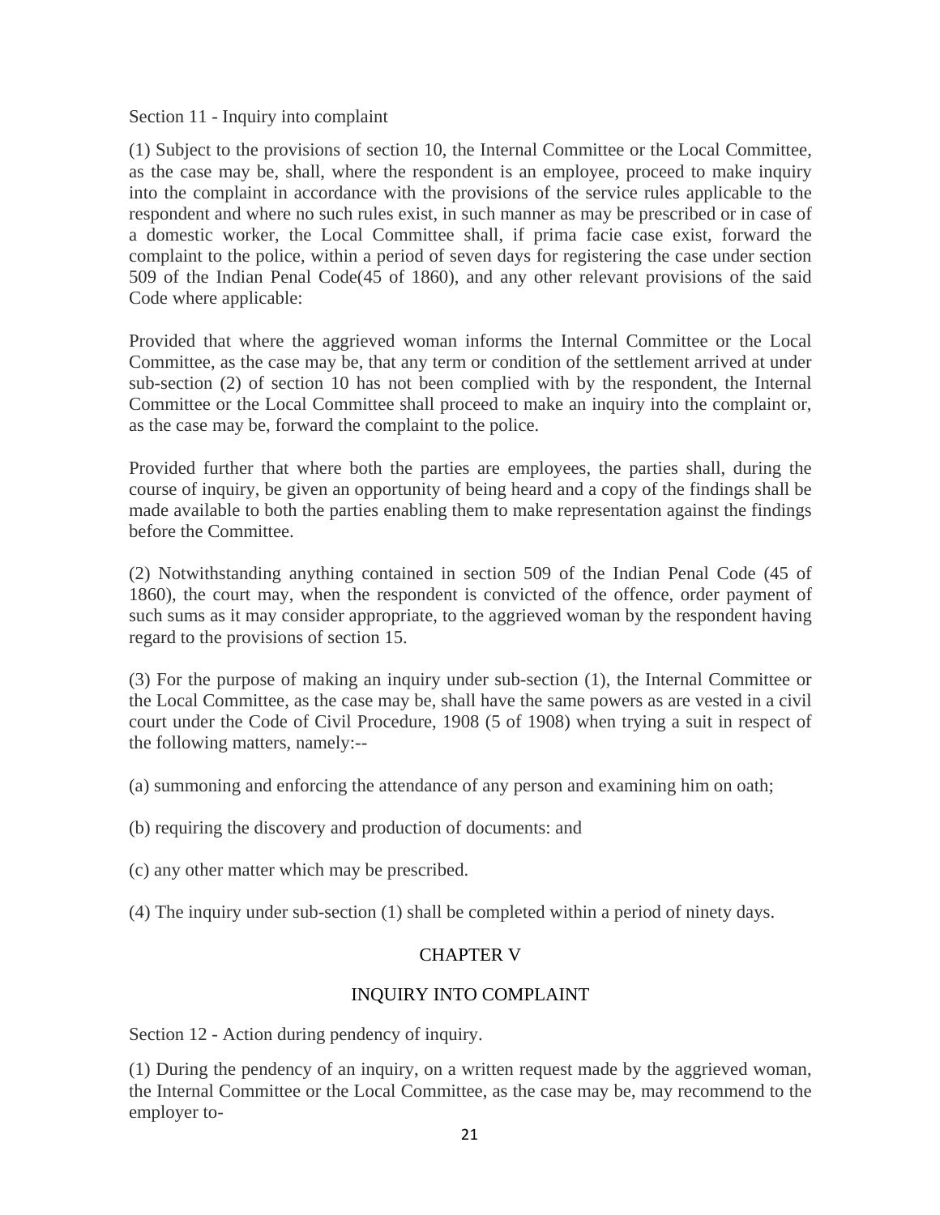Section 11 - Inquiry into complaint

(1) Subject to the provisions of section 10, the Internal Committee or the Local Committee, as the case may be, shall, where the respondent is an employee, proceed to make inquiry into the complaint in accordance with the provisions of the service rules applicable to the respondent and where no such rules exist, in such manner as may be prescribed or in case of a domestic worker, the Local Committee shall, if prima facie case exist, forward the complaint to the police, within a period of seven days for registering the case under section 509 of the Indian Penal Code(45 of 1860), and any other relevant provisions of the said Code where applicable:

Provided that where the aggrieved woman informs the Internal Committee or the Local Committee, as the case may be, that any term or condition of the settlement arrived at under sub-section (2) of section 10 has not been complied with by the respondent, the Internal Committee or the Local Committee shall proceed to make an inquiry into the complaint or, as the case may be, forward the complaint to the police.

Provided further that where both the parties are employees, the parties shall, during the course of inquiry, be given an opportunity of being heard and a copy of the findings shall be made available to both the parties enabling them to make representation against the findings before the Committee.

(2) Notwithstanding anything contained in section 509 of the Indian Penal Code (45 of 1860), the court may, when the respondent is convicted of the offence, order payment of such sums as it may consider appropriate, to the aggrieved woman by the respondent having regard to the provisions of section 15.

(3) For the purpose of making an inquiry under sub-section (1), the Internal Committee or the Local Committee, as the case may be, shall have the same powers as are vested in a civil court under the Code of Civil Procedure, 1908 (5 of 1908) when trying a suit in respect of the following matters, namely:--

(a) summoning and enforcing the attendance of any person and examining him on oath;

(b) requiring the discovery and production of documents: and

(c) any other matter which may be prescribed.

(4) The inquiry under sub-section (1) shall be completed within a period of ninety days.

## CHAPTER V

## INQUIRY INTO COMPLAINT

Section 12 - Action during pendency of inquiry.

(1) During the pendency of an inquiry, on a written request made by the aggrieved woman, the Internal Committee or the Local Committee, as the case may be, may recommend to the employer to-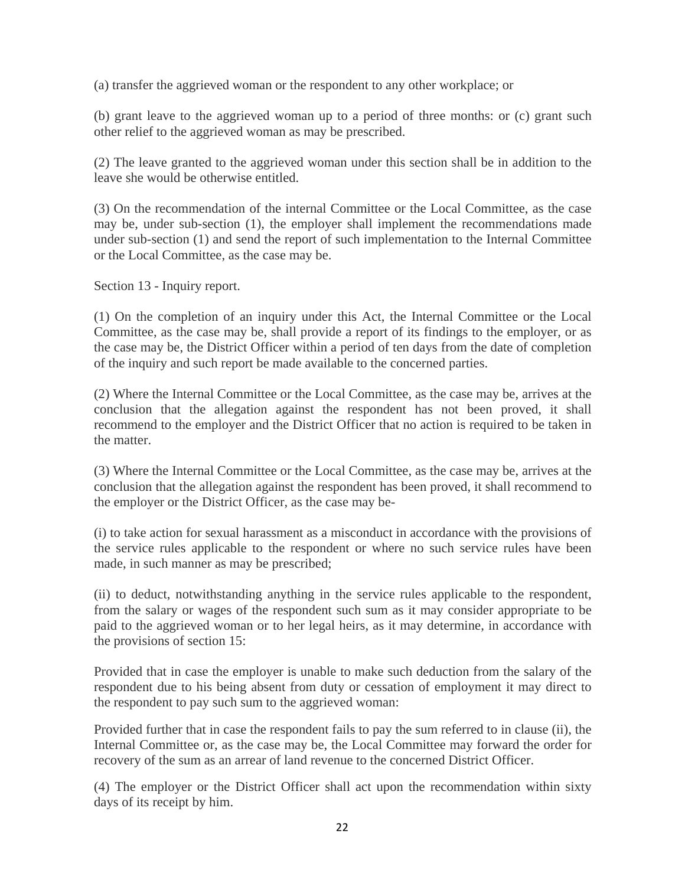(a) transfer the aggrieved woman or the respondent to any other workplace; or

(b) grant leave to the aggrieved woman up to a period of three months: or (c) grant such other relief to the aggrieved woman as may be prescribed.

(2) The leave granted to the aggrieved woman under this section shall be in addition to the leave she would be otherwise entitled.

(3) On the recommendation of the internal Committee or the Local Committee, as the case may be, under sub-section (1), the employer shall implement the recommendations made under sub-section (1) and send the report of such implementation to the Internal Committee or the Local Committee, as the case may be.

Section 13 - Inquiry report.

(1) On the completion of an inquiry under this Act, the Internal Committee or the Local Committee, as the case may be, shall provide a report of its findings to the employer, or as the case may be, the District Officer within a period of ten days from the date of completion of the inquiry and such report be made available to the concerned parties.

(2) Where the Internal Committee or the Local Committee, as the case may be, arrives at the conclusion that the allegation against the respondent has not been proved, it shall recommend to the employer and the District Officer that no action is required to be taken in the matter.

(3) Where the Internal Committee or the Local Committee, as the case may be, arrives at the conclusion that the allegation against the respondent has been proved, it shall recommend to the employer or the District Officer, as the case may be-

(i) to take action for sexual harassment as a misconduct in accordance with the provisions of the service rules applicable to the respondent or where no such service rules have been made, in such manner as may be prescribed;

(ii) to deduct, notwithstanding anything in the service rules applicable to the respondent, from the salary or wages of the respondent such sum as it may consider appropriate to be paid to the aggrieved woman or to her legal heirs, as it may determine, in accordance with the provisions of section 15:

Provided that in case the employer is unable to make such deduction from the salary of the respondent due to his being absent from duty or cessation of employment it may direct to the respondent to pay such sum to the aggrieved woman:

Provided further that in case the respondent fails to pay the sum referred to in clause (ii), the Internal Committee or, as the case may be, the Local Committee may forward the order for recovery of the sum as an arrear of land revenue to the concerned District Officer.

(4) The employer or the District Officer shall act upon the recommendation within sixty days of its receipt by him.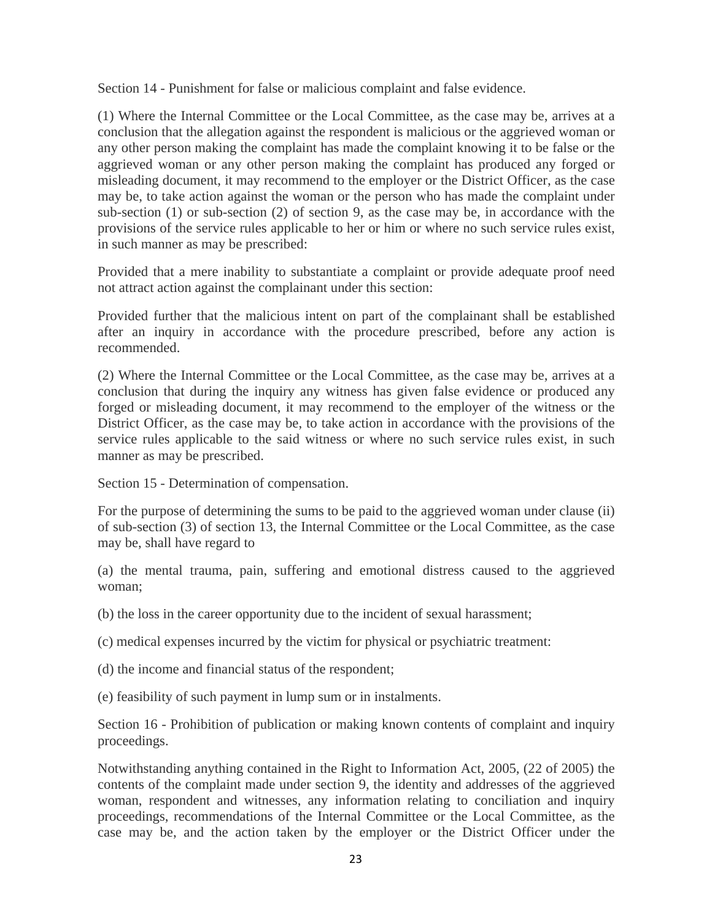Section 14 - Punishment for false or malicious complaint and false evidence.

(1) Where the Internal Committee or the Local Committee, as the case may be, arrives at a conclusion that the allegation against the respondent is malicious or the aggrieved woman or any other person making the complaint has made the complaint knowing it to be false or the aggrieved woman or any other person making the complaint has produced any forged or misleading document, it may recommend to the employer or the District Officer, as the case may be, to take action against the woman or the person who has made the complaint under sub-section (1) or sub-section (2) of section 9, as the case may be, in accordance with the provisions of the service rules applicable to her or him or where no such service rules exist, in such manner as may be prescribed:

Provided that a mere inability to substantiate a complaint or provide adequate proof need not attract action against the complainant under this section:

Provided further that the malicious intent on part of the complainant shall be established after an inquiry in accordance with the procedure prescribed, before any action is recommended.

(2) Where the Internal Committee or the Local Committee, as the case may be, arrives at a conclusion that during the inquiry any witness has given false evidence or produced any forged or misleading document, it may recommend to the employer of the witness or the District Officer, as the case may be, to take action in accordance with the provisions of the service rules applicable to the said witness or where no such service rules exist, in such manner as may be prescribed.

Section 15 - Determination of compensation.

For the purpose of determining the sums to be paid to the aggrieved woman under clause (ii) of sub-section (3) of section 13, the Internal Committee or the Local Committee, as the case may be, shall have regard to

(a) the mental trauma, pain, suffering and emotional distress caused to the aggrieved woman;

(b) the loss in the career opportunity due to the incident of sexual harassment;

(c) medical expenses incurred by the victim for physical or psychiatric treatment:

(d) the income and financial status of the respondent;

(e) feasibility of such payment in lump sum or in instalments.

Section 16 - Prohibition of publication or making known contents of complaint and inquiry proceedings.

Notwithstanding anything contained in the Right to Information Act, 2005, (22 of 2005) the contents of the complaint made under section 9, the identity and addresses of the aggrieved woman, respondent and witnesses, any information relating to conciliation and inquiry proceedings, recommendations of the Internal Committee or the Local Committee, as the case may be, and the action taken by the employer or the District Officer under the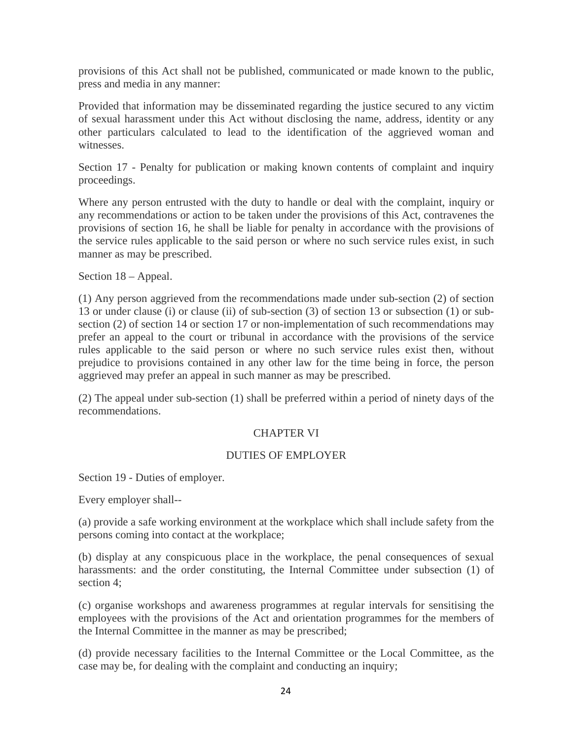provisions of this Act shall not be published, communicated or made known to the public, press and media in any manner:

Provided that information may be disseminated regarding the justice secured to any victim of sexual harassment under this Act without disclosing the name, address, identity or any other particulars calculated to lead to the identification of the aggrieved woman and witnesses.

Section 17 - Penalty for publication or making known contents of complaint and inquiry proceedings.

Where any person entrusted with the duty to handle or deal with the complaint, inquiry or any recommendations or action to be taken under the provisions of this Act, contravenes the provisions of section 16, he shall be liable for penalty in accordance with the provisions of the service rules applicable to the said person or where no such service rules exist, in such manner as may be prescribed.

Section 18 – Appeal.

(1) Any person aggrieved from the recommendations made under sub-section (2) of section 13 or under clause (i) or clause (ii) of sub-section (3) of section 13 or subsection (1) or sub-section (2) of section 14 or section 17 or non-implementation of such recommendations may prefer an appeal to the court or tribunal in accordance with the provisions of the service rules applicable to the said person or where no such service rules exist then, without prejudice to provisions contained in any other law for the time being in force, the person aggrieved may prefer an appeal in such manner as may be prescribed.

(2) The appeal under sub-section (1) shall be preferred within a period of ninety days of the recommendations.

## CHAPTER VI

## DUTIES OF EMPLOYER

Section 19 - Duties of employer.

Every employer shall--

(a) provide a safe working environment at the workplace which shall include safety from the persons coming into contact at the workplace;

(b) display at any conspicuous place in the workplace, the penal consequences of sexual harassments: and the order constituting, the Internal Committee under subsection (1) of section 4;

(c) organise workshops and awareness programmes at regular intervals for sensitising the employees with the provisions of the Act and orientation programmes for the members of the Internal Committee in the manner as may be prescribed;

(d) provide necessary facilities to the Internal Committee or the Local Committee, as the case may be, for dealing with the complaint and conducting an inquiry;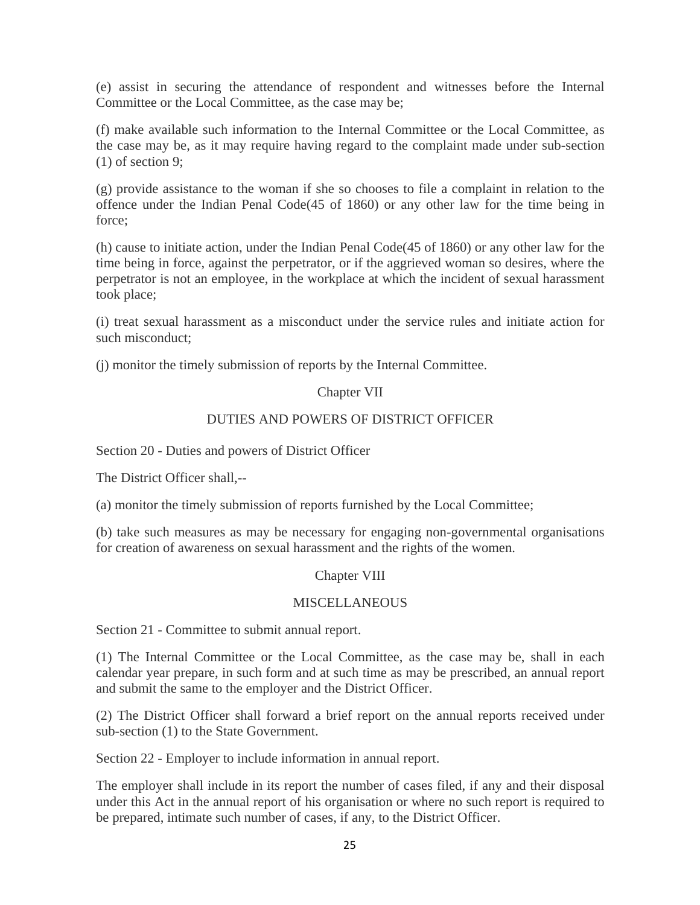(e) assist in securing the attendance of respondent and witnesses before the Internal Committee or the Local Committee, as the case may be;

(f) make available such information to the Internal Committee or the Local Committee, as the case may be, as it may require having regard to the complaint made under sub-section (1) of section 9;

(g) provide assistance to the woman if she so chooses to file a complaint in relation to the offence under the Indian Penal Code(45 of 1860) or any other law for the time being in force;

(h) cause to initiate action, under the Indian Penal Code(45 of 1860) or any other law for the time being in force, against the perpetrator, or if the aggrieved woman so desires, where the perpetrator is not an employee, in the workplace at which the incident of sexual harassment took place;

(i) treat sexual harassment as a misconduct under the service rules and initiate action for such misconduct;

(j) monitor the timely submission of reports by the Internal Committee.

## Chapter VII

## DUTIES AND POWERS OF DISTRICT OFFICER

### Section 20 - Duties and powers of District Officer

The District Officer shall,--

(a) monitor the timely submission of reports furnished by the Local Committee;

(b) take such measures as may be necessary for engaging non-governmental organisations for creation of awareness on sexual harassment and the rights of the women.

## Chapter VIII

## MISCELLANEOUS

### Section 21 - Committee to submit annual report.

(1) The Internal Committee or the Local Committee, as the case may be, shall in each calendar year prepare, in such form and at such time as may be prescribed, an annual report and submit the same to the employer and the District Officer.

(2) The District Officer shall forward a brief report on the annual reports received under sub-section (1) to the State Government.

### Section 22 - Employer to include information in annual report.

The employer shall include in its report the number of cases filed, if any and their disposal under this Act in the annual report of his organisation or where no such report is required to be prepared, intimate such number of cases, if any, to the District Officer.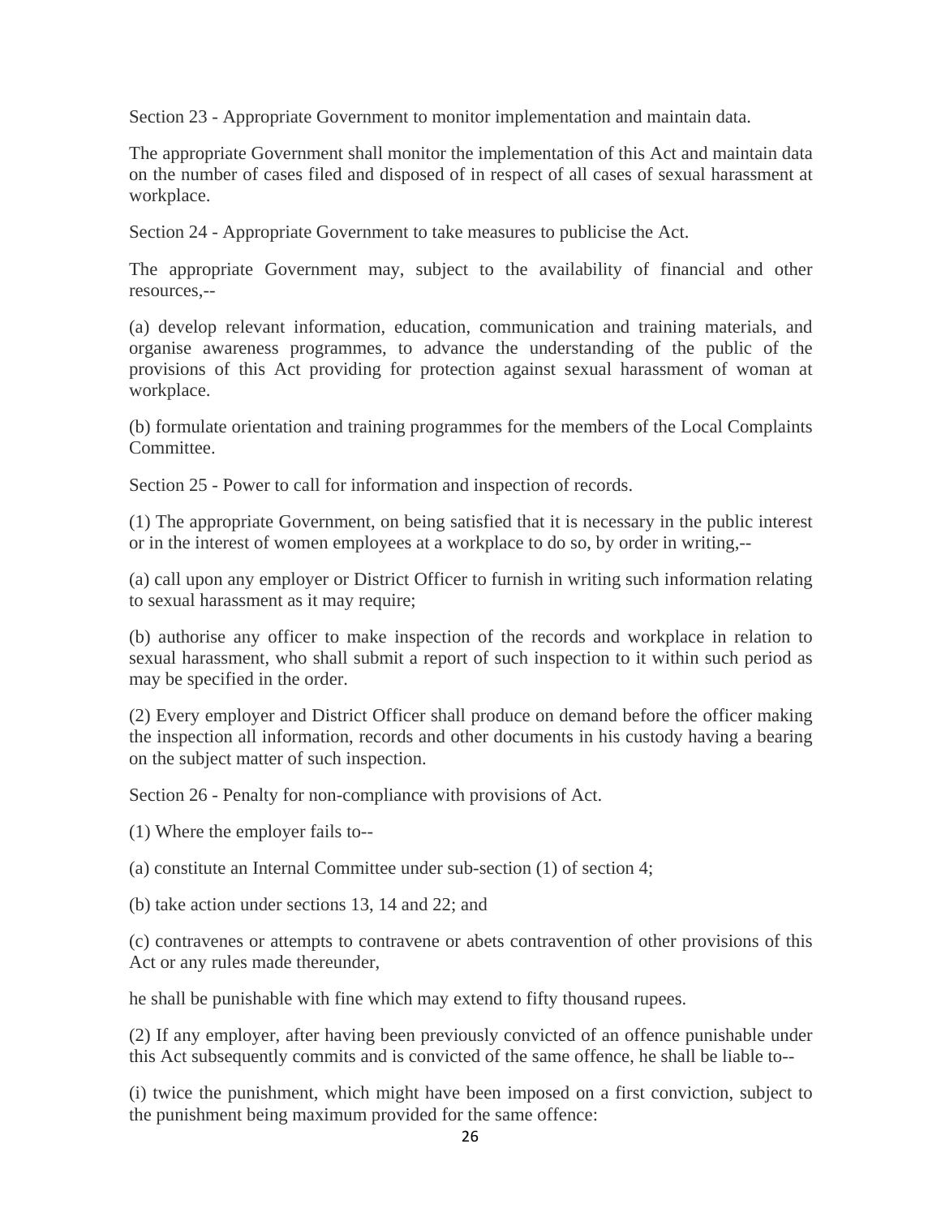Section 23 - Appropriate Government to monitor implementation and maintain data.

The appropriate Government shall monitor the implementation of this Act and maintain data on the number of cases filed and disposed of in respect of all cases of sexual harassment at workplace.

Section 24 - Appropriate Government to take measures to publicise the Act.

The appropriate Government may, subject to the availability of financial and other resources,--

(a) develop relevant information, education, communication and training materials, and organise awareness programmes, to advance the understanding of the public of the provisions of this Act providing for protection against sexual harassment of woman at workplace.

(b) formulate orientation and training programmes for the members of the Local Complaints Committee.

Section 25 - Power to call for information and inspection of records.

(1) The appropriate Government, on being satisfied that it is necessary in the public interest or in the interest of women employees at a workplace to do so, by order in writing,--

(a) call upon any employer or District Officer to furnish in writing such information relating to sexual harassment as it may require;

(b) authorise any officer to make inspection of the records and workplace in relation to sexual harassment, who shall submit a report of such inspection to it within such period as may be specified in the order.

(2) Every employer and District Officer shall produce on demand before the officer making the inspection all information, records and other documents in his custody having a bearing on the subject matter of such inspection.

Section 26 - Penalty for non-compliance with provisions of Act.

(1) Where the employer fails to--

(a) constitute an Internal Committee under sub-section (1) of section 4;

(b) take action under sections 13, 14 and 22; and

(c) contravenes or attempts to contravene or abets contravention of other provisions of this Act or any rules made thereunder,

he shall be punishable with fine which may extend to fifty thousand rupees.

(2) If any employer, after having been previously convicted of an offence punishable under this Act subsequently commits and is convicted of the same offence, he shall be liable to--

(i) twice the punishment, which might have been imposed on a first conviction, subject to the punishment being maximum provided for the same offence: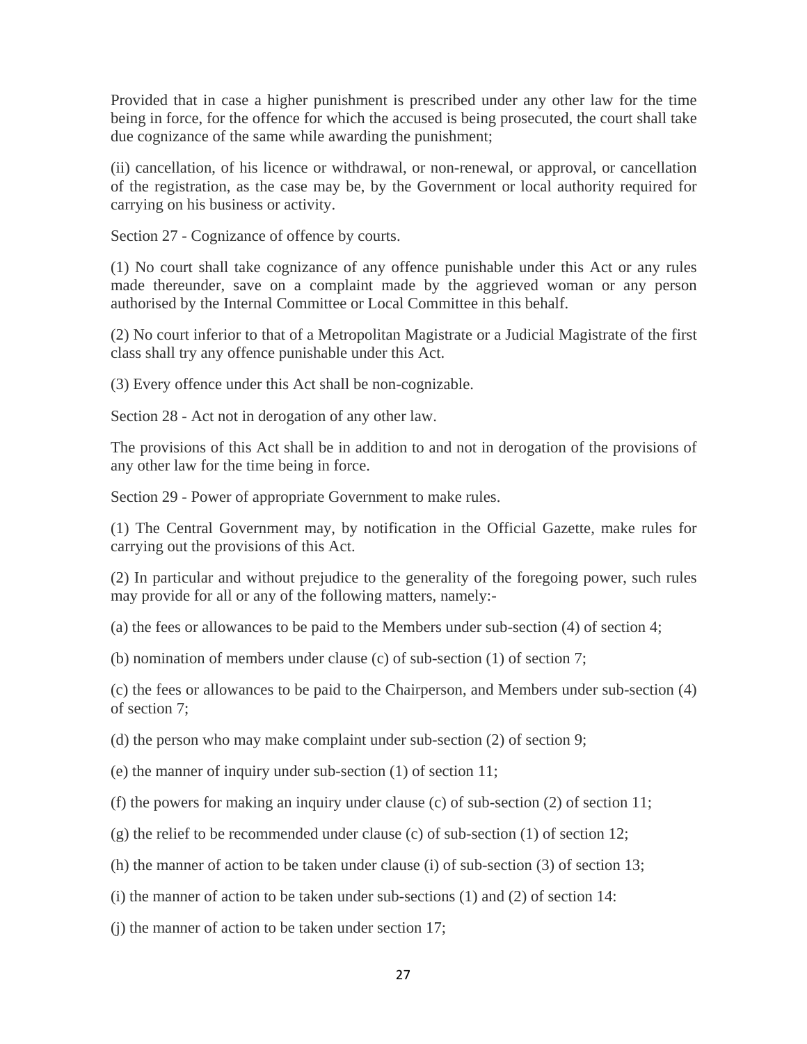Provided that in case a higher punishment is prescribed under any other law for the time being in force, for the offence for which the accused is being prosecuted, the court shall take due cognizance of the same while awarding the punishment;

(ii) cancellation, of his licence or withdrawal, or non-renewal, or approval, or cancellation of the registration, as the case may be, by the Government or local authority required for carrying on his business or activity.

Section 27 - Cognizance of offence by courts.

(1) No court shall take cognizance of any offence punishable under this Act or any rules made thereunder, save on a complaint made by the aggrieved woman or any person authorised by the Internal Committee or Local Committee in this behalf.

(2) No court inferior to that of a Metropolitan Magistrate or a Judicial Magistrate of the first class shall try any offence punishable under this Act.

(3) Every offence under this Act shall be non-cognizable.

Section 28 - Act not in derogation of any other law.

The provisions of this Act shall be in addition to and not in derogation of the provisions of any other law for the time being in force.

Section 29 - Power of appropriate Government to make rules.

(1) The Central Government may, by notification in the Official Gazette, make rules for carrying out the provisions of this Act.

(2) In particular and without prejudice to the generality of the foregoing power, such rules may provide for all or any of the following matters, namely:-

(a) the fees or allowances to be paid to the Members under sub-section (4) of section 4;

(b) nomination of members under clause (c) of sub-section (1) of section 7;

(c) the fees or allowances to be paid to the Chairperson, and Members under sub-section (4) of section 7;

(d) the person who may make complaint under sub-section (2) of section 9;

(e) the manner of inquiry under sub-section (1) of section 11;

(f) the powers for making an inquiry under clause (c) of sub-section (2) of section 11;

(g) the relief to be recommended under clause (c) of sub-section (1) of section 12;

(h) the manner of action to be taken under clause (i) of sub-section (3) of section 13;

(i) the manner of action to be taken under sub-sections (1) and (2) of section 14:

(j) the manner of action to be taken under section 17;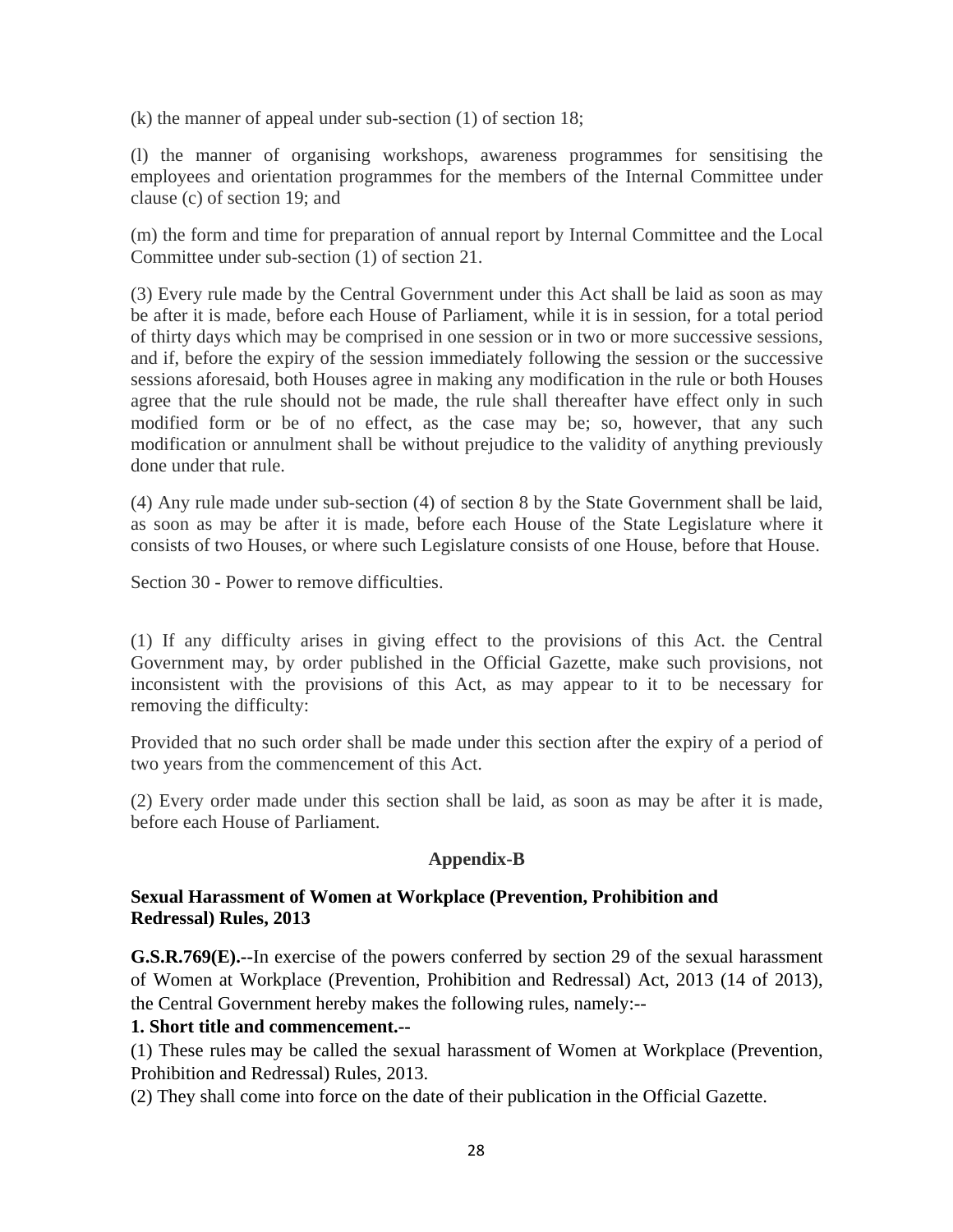(k) the manner of appeal under sub-section (1) of section 18;

(l) the manner of organising workshops, awareness programmes for sensitising the employees and orientation programmes for the members of the Internal Committee under clause (c) of section 19; and

(m) the form and time for preparation of annual report by Internal Committee and the Local Committee under sub-section (1) of section 21.

(3) Every rule made by the Central Government under this Act shall be laid as soon as may be after it is made, before each House of Parliament, while it is in session, for a total period of thirty days which may be comprised in one session or in two or more successive sessions, and if, before the expiry of the session immediately following the session or the successive sessions aforesaid, both Houses agree in making any modification in the rule or both Houses agree that the rule should not be made, the rule shall thereafter have effect only in such modified form or be of no effect, as the case may be; so, however, that any such modification or annulment shall be without prejudice to the validity of anything previously done under that rule.

(4) Any rule made under sub-section (4) of section 8 by the State Government shall be laid, as soon as may be after it is made, before each House of the State Legislature where it consists of two Houses, or where such Legislature consists of one House, before that House.

Section 30 - Power to remove difficulties.

(1) If any difficulty arises in giving effect to the provisions of this Act. the Central Government may, by order published in the Official Gazette, make such provisions, not inconsistent with the provisions of this Act, as may appear to it to be necessary for removing the difficulty:

Provided that no such order shall be made under this section after the expiry of a period of two years from the commencement of this Act.

(2) Every order made under this section shall be laid, as soon as may be after it is made, before each House of Parliament.

## Appendix-B

**Sexual Harassment of Women at Workplace (Prevention, Prohibition and Redressal) Rules, 2013**

**G.S.R.769(E).--**In exercise of the powers conferred by section 29 of the sexual harassment of Women at Workplace (Prevention, Prohibition and Redressal) Act, 2013 (14 of 2013), the Central Government hereby makes the following rules, namely:--

**1. Short title and commencement.--**

(1) These rules may be called the sexual harassment of Women at Workplace (Prevention, Prohibition and Redressal) Rules, 2013.

(2) They shall come into force on the date of their publication in the Official Gazette.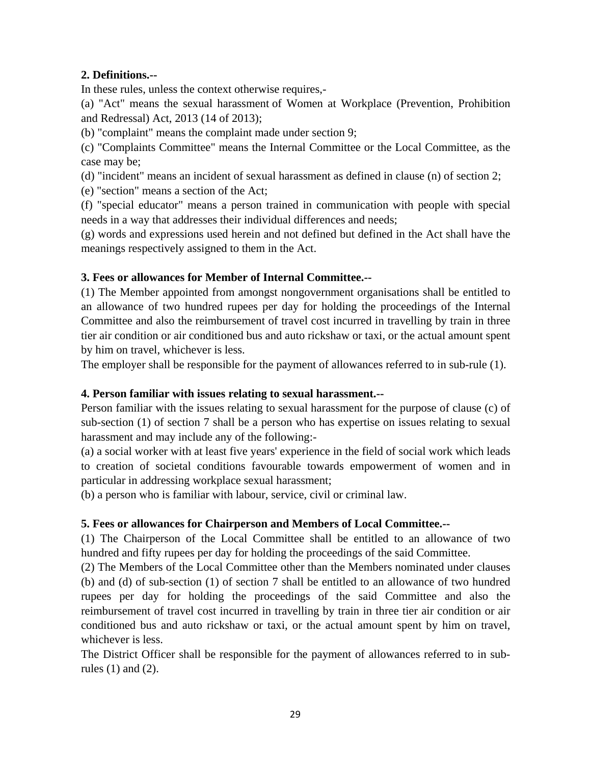**2. Definitions.--**

In these rules, unless the context otherwise requires,-

(a) "Act" means the sexual harassment of Women at Workplace (Prevention, Prohibition and Redressal) Act, 2013 (14 of 2013);

(b) "complaint" means the complaint made under section 9;

(c) "Complaints Committee" means the Internal Committee or the Local Committee, as the case may be;

(d) "incident" means an incident of sexual harassment as defined in clause (n) of section 2;

(e) "section" means a section of the Act;

(f) "special educator" means a person trained in communication with people with special needs in a way that addresses their individual differences and needs;

(g) words and expressions used herein and not defined but defined in the Act shall have the meanings respectively assigned to them in the Act.

**3. Fees or allowances for Member of Internal Committee.--**

(1) The Member appointed from amongst nongovernment organisations shall be entitled to an allowance of two hundred rupees per day for holding the proceedings of the Internal Committee and also the reimbursement of travel cost incurred in travelling by train in three tier air condition or air conditioned bus and auto rickshaw or taxi, or the actual amount spent by him on travel, whichever is less.

The employer shall be responsible for the payment of allowances referred to in sub-rule (1).

**4. Person familiar with issues relating to sexual harassment.--**

Person familiar with the issues relating to sexual harassment for the purpose of clause (c) of sub-section (1) of section 7 shall be a person who has expertise on issues relating to sexual harassment and may include any of the following:-

(a) a social worker with at least five years' experience in the field of social work which leads to creation of societal conditions favourable towards empowerment of women and in particular in addressing workplace sexual harassment;

(b) a person who is familiar with labour, service, civil or criminal law.

**5. Fees or allowances for Chairperson and Members of Local Committee.--**

(1) The Chairperson of the Local Committee shall be entitled to an allowance of two hundred and fifty rupees per day for holding the proceedings of the said Committee.

(2) The Members of the Local Committee other than the Members nominated under clauses (b) and (d) of sub-section (1) of section 7 shall be entitled to an allowance of two hundred rupees per day for holding the proceedings of the said Committee and also the reimbursement of travel cost incurred in travelling by train in three tier air condition or air conditioned bus and auto rickshaw or taxi, or the actual amount spent by him on travel, whichever is less.

The District Officer shall be responsible for the payment of allowances referred to in sub-rules (1) and (2).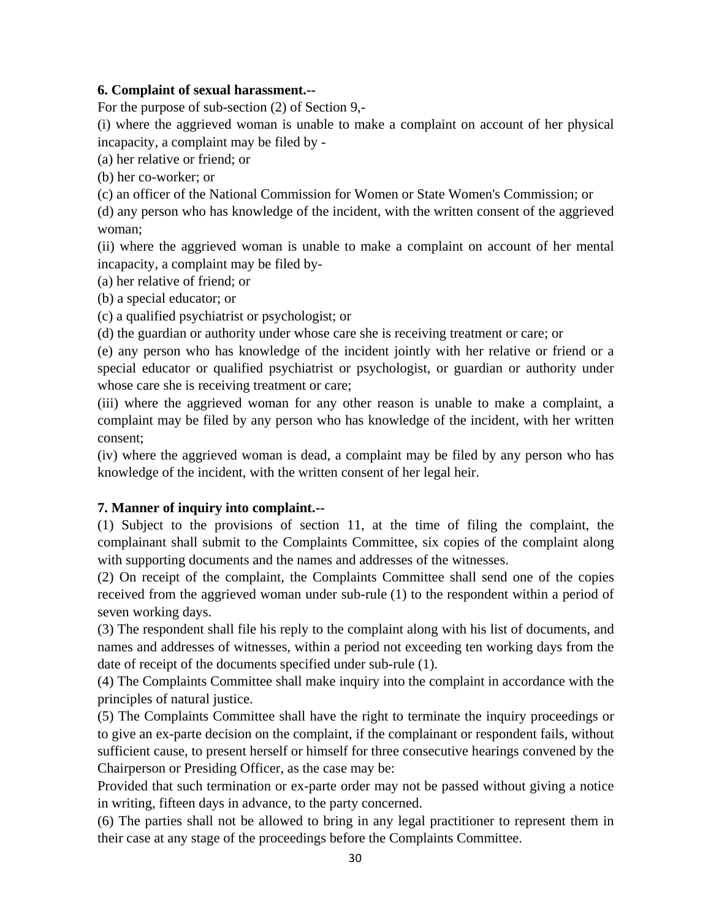**6. Complaint of sexual harassment.--**

For the purpose of sub-section (2) of Section 9,-

(i) where the aggrieved woman is unable to make a complaint on account of her physical incapacity, a complaint may be filed by -

(a) her relative or friend; or

(b) her co-worker; or

(c) an officer of the National Commission for Women or State Women's Commission; or

(d) any person who has knowledge of the incident, with the written consent of the aggrieved woman;

(ii) where the aggrieved woman is unable to make a complaint on account of her mental incapacity, a complaint may be filed by-

(a) her relative of friend; or

(b) a special educator; or

(c) a qualified psychiatrist or psychologist; or

(d) the guardian or authority under whose care she is receiving treatment or care; or

(e) any person who has knowledge of the incident jointly with her relative or friend or a special educator or qualified psychiatrist or psychologist, or guardian or authority under whose care she is receiving treatment or care;

(iii) where the aggrieved woman for any other reason is unable to make a complaint, a complaint may be filed by any person who has knowledge of the incident, with her written consent;

(iv) where the aggrieved woman is dead, a complaint may be filed by any person who has knowledge of the incident, with the written consent of her legal heir.

**7. Manner of inquiry into complaint.--**

(1) Subject to the provisions of section 11, at the time of filing the complaint, the complainant shall submit to the Complaints Committee, six copies of the complaint along with supporting documents and the names and addresses of the witnesses.

(2) On receipt of the complaint, the Complaints Committee shall send one of the copies received from the aggrieved woman under sub-rule (1) to the respondent within a period of seven working days.

(3) The respondent shall file his reply to the complaint along with his list of documents, and names and addresses of witnesses, within a period not exceeding ten working days from the date of receipt of the documents specified under sub-rule (1).

(4) The Complaints Committee shall make inquiry into the complaint in accordance with the principles of natural justice.

(5) The Complaints Committee shall have the right to terminate the inquiry proceedings or to give an ex-parte decision on the complaint, if the complainant or respondent fails, without sufficient cause, to present herself or himself for three consecutive hearings convened by the Chairperson or Presiding Officer, as the case may be:

Provided that such termination or ex-parte order may not be passed without giving a notice in writing, fifteen days in advance, to the party concerned.

(6) The parties shall not be allowed to bring in any legal practitioner to represent them in their case at any stage of the proceedings before the Complaints Committee.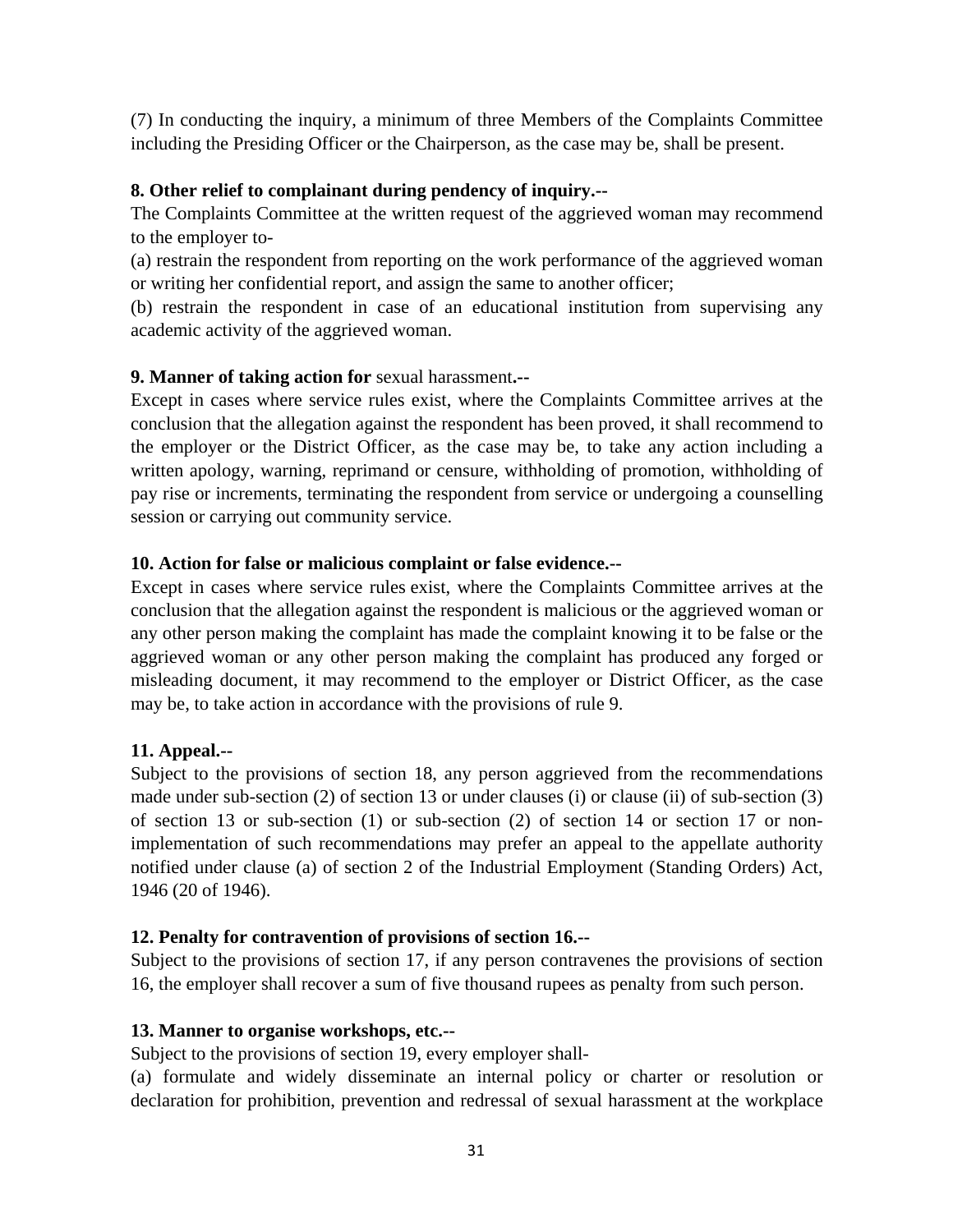(7) In conducting the inquiry, a minimum of three Members of the Complaints Committee including the Presiding Officer or the Chairperson, as the case may be, shall be present.

**8. Other relief to complainant during pendency of inquiry.--**

The Complaints Committee at the written request of the aggrieved woman may recommend to the employer to-

(a) restrain the respondent from reporting on the work performance of the aggrieved woman or writing her confidential report, and assign the same to another officer;

(b) restrain the respondent in case of an educational institution from supervising any academic activity of the aggrieved woman.

**9. Manner of taking action for** sexual harassment**.--**

Except in cases where service rules exist, where the Complaints Committee arrives at the conclusion that the allegation against the respondent has been proved, it shall recommend to the employer or the District Officer, as the case may be, to take any action including a written apology, warning, reprimand or censure, withholding of promotion, withholding of pay rise or increments, terminating the respondent from service or undergoing a counselling session or carrying out community service.

**10. Action for false or malicious complaint or false evidence.--**

Except in cases where service rules exist, where the Complaints Committee arrives at the conclusion that the allegation against the respondent is malicious or the aggrieved woman or any other person making the complaint has made the complaint knowing it to be false or the aggrieved woman or any other person making the complaint has produced any forged or misleading document, it may recommend to the employer or District Officer, as the case may be, to take action in accordance with the provisions of rule 9.

**11. Appeal.--**

Subject to the provisions of section 18, any person aggrieved from the recommendations made under sub-section (2) of section 13 or under clauses (i) or clause (ii) of sub-section (3) of section 13 or sub-section (1) or sub-section (2) of section 14 or section 17 or non-implementation of such recommendations may prefer an appeal to the appellate authority notified under clause (a) of section 2 of the Industrial Employment (Standing Orders) Act, 1946 (20 of 1946).

**12. Penalty for contravention of provisions of section 16.--**

Subject to the provisions of section 17, if any person contravenes the provisions of section 16, the employer shall recover a sum of five thousand rupees as penalty from such person.

**13. Manner to organise workshops, etc.--**

Subject to the provisions of section 19, every employer shall-

(a) formulate and widely disseminate an internal policy or charter or resolution or declaration for prohibition, prevention and redressal of sexual harassment at the workplace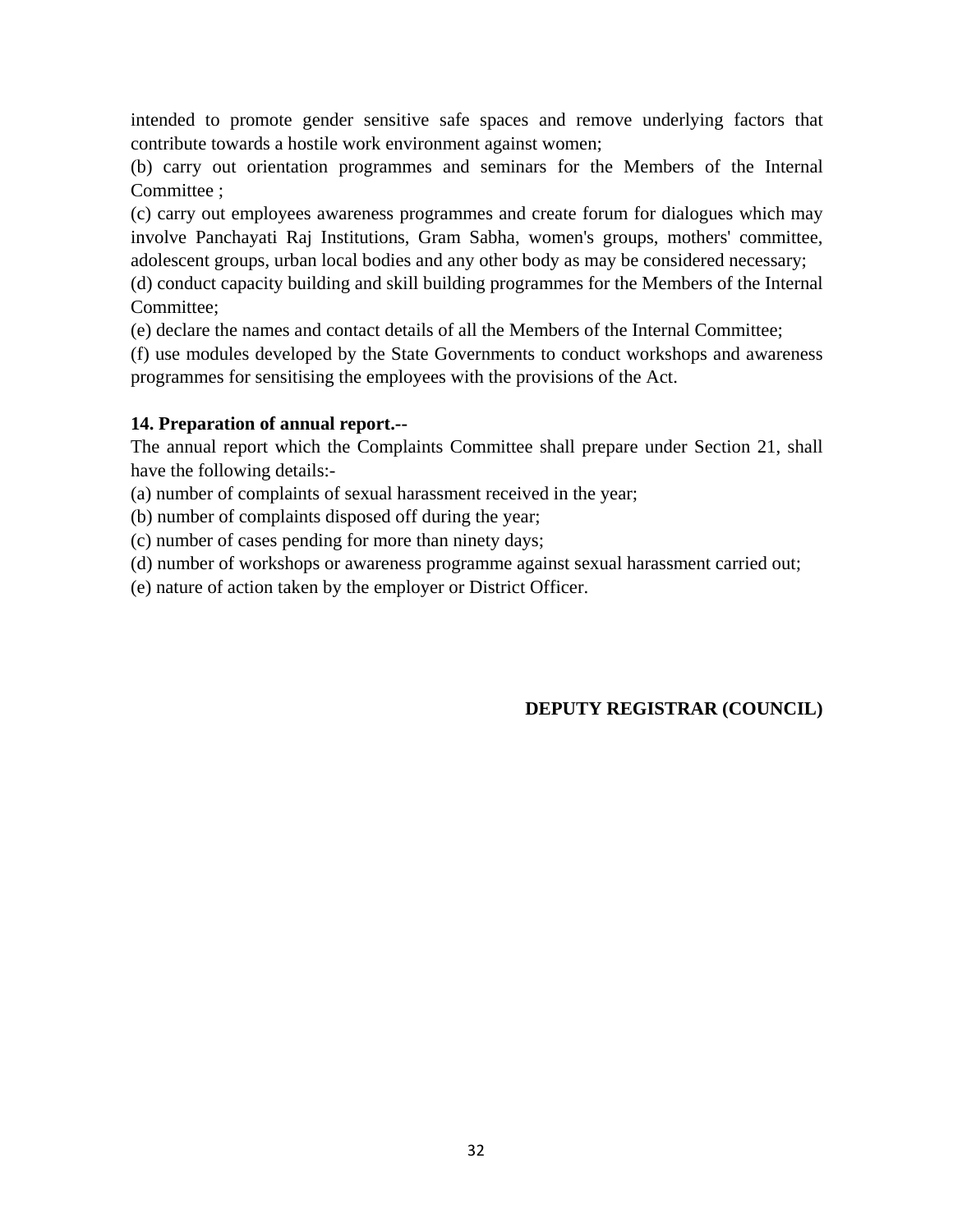intended to promote gender sensitive safe spaces and remove underlying factors that contribute towards a hostile work environment against women;

(b) carry out orientation programmes and seminars for the Members of the Internal Committee ;

(c) carry out employees awareness programmes and create forum for dialogues which may involve Panchayati Raj Institutions, Gram Sabha, women's groups, mothers' committee, adolescent groups, urban local bodies and any other body as may be considered necessary;

(d) conduct capacity building and skill building programmes for the Members of the Internal Committee;

(e) declare the names and contact details of all the Members of the Internal Committee;

(f) use modules developed by the State Governments to conduct workshops and awareness programmes for sensitising the employees with the provisions of the Act.

**14. Preparation of annual report.--**

The annual report which the Complaints Committee shall prepare under Section 21, shall have the following details:-

(a) number of complaints of sexual harassment received in the year;

(b) number of complaints disposed off during the year;

(c) number of cases pending for more than ninety days;

(d) number of workshops or awareness programme against sexual harassment carried out;

(e) nature of action taken by the employer or District Officer.

**DEPUTY REGISTRAR (COUNCIL)**